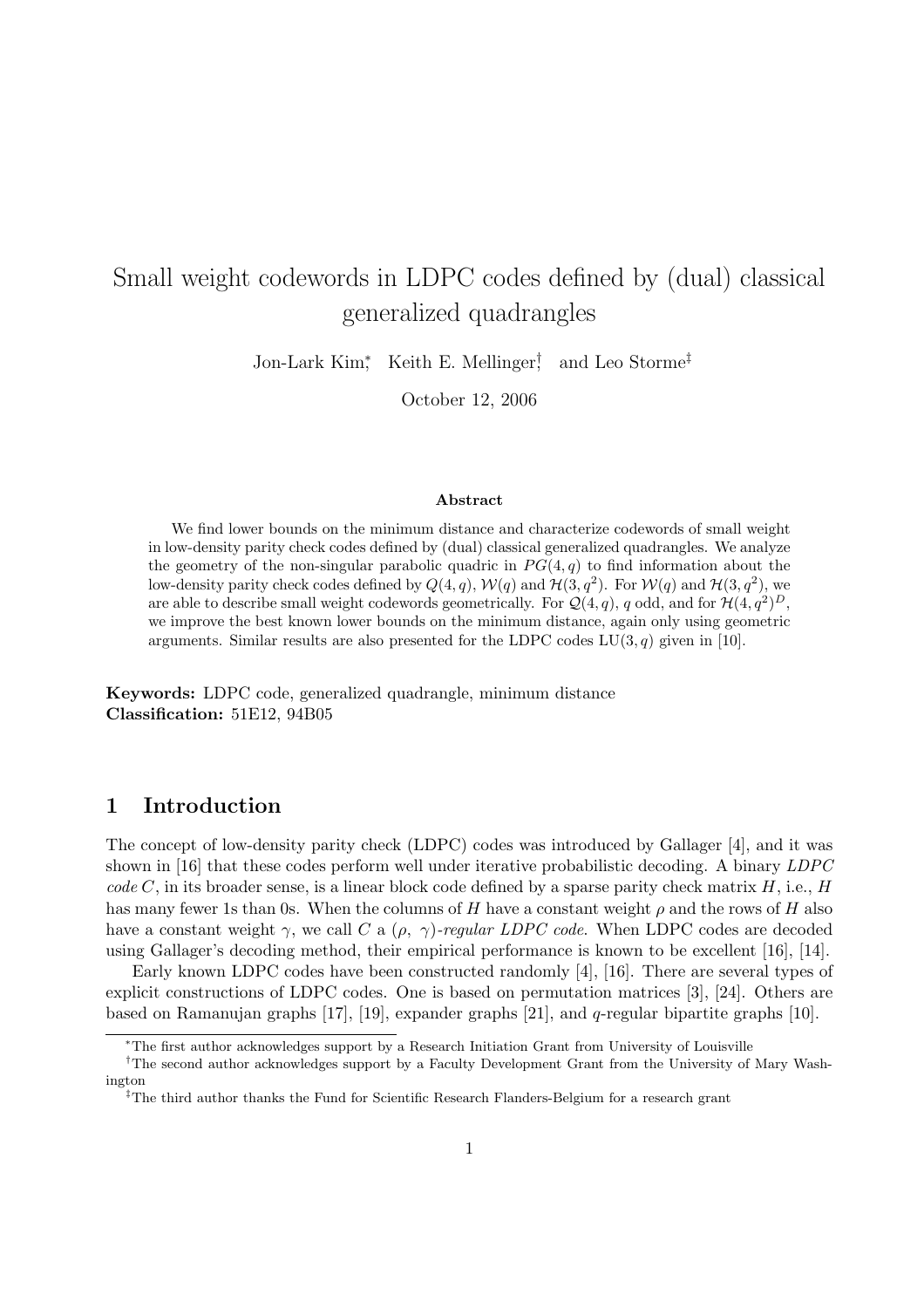# Small weight codewords in LDPC codes defined by (dual) classical generalized quadrangles

Jon-Lark Kim[*], Keith E. Mellinger[†], and Leo Storme[‡]

October 12, 2006

### Abstract

We find lower bounds on the minimum distance and characterize codewords of small weight in low-density parity check codes defined by (dual) classical generalized quadrangles. We analyze the geometry of the non-singular parabolic quadric in $PG(4, q)$ to find information about the low-density parity check codes defined by $Q(4, q)$, $\mathcal{W}(q)$ and $\mathcal{H}(3, q^2)$. For $\mathcal{W}(q)$ and $\mathcal{H}(3, q^2)$, we are able to describe small weight codewords geometrically. For $\mathcal{Q}(4, q)$, $q$ odd, and for $\mathcal{H}(4, q^2)^D$, we improve the best known lower bounds on the minimum distance, again only using geometric arguments. Similar results are also presented for the LDPC codes $\mathrm{LU}(3, q)$ given in [10].

**Keywords:** LDPC code, generalized quadrangle, minimum distance
**Classification:** 51E12, 94B05

## 1 Introduction

The concept of low-density parity check (LDPC) codes was introduced by Gallager [4], and it was shown in [16] that these codes perform well under iterative probabilistic decoding. A binary *LDPC code* $C$, in its broader sense, is a linear block code defined by a sparse parity check matrix $H$, i.e., $H$ has many fewer 1s than 0s. When the columns of $H$ have a constant weight $\rho$ and the rows of $H$ also have a constant weight $\gamma$, we call $C$ a *$(\rho,\ \gamma)$-regular LDPC code.* When LDPC codes are decoded using Gallager's decoding method, their empirical performance is known to be excellent [16], [14].

Early known LDPC codes have been constructed randomly [4], [16]. There are several types of explicit constructions of LDPC codes. One is based on permutation matrices [3], [24]. Others are based on Ramanujan graphs [17], [19], expander graphs [21], and $q$-regular bipartite graphs [10].

[*] The first author acknowledges support by a Research Initiation Grant from University of Louisville

[†] The second author acknowledges support by a Faculty Development Grant from the University of Mary Washington

[‡] The third author thanks the Fund for Scientific Research Flanders-Belgium for a research grant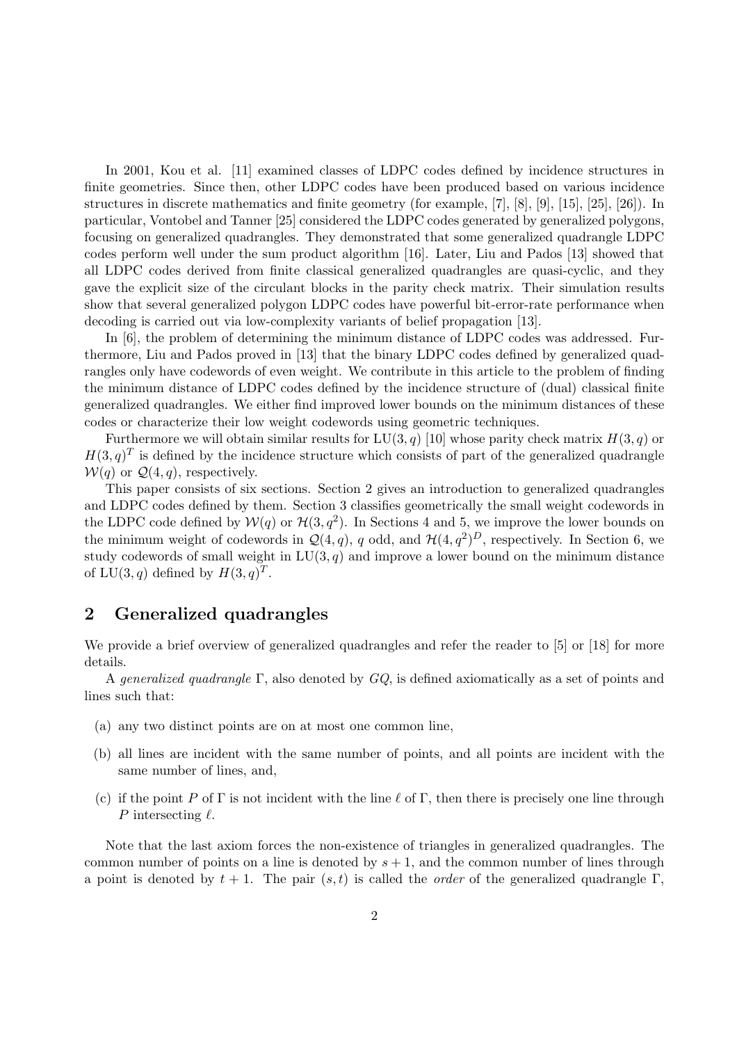In 2001, Kou et al. [11] examined classes of LDPC codes defined by incidence structures in finite geometries. Since then, other LDPC codes have been produced based on various incidence structures in discrete mathematics and finite geometry (for example, [7], [8], [9], [15], [25], [26]). In particular, Vontobel and Tanner [25] considered the LDPC codes generated by generalized polygons, focusing on generalized quadrangles. They demonstrated that some generalized quadrangle LDPC codes perform well under the sum product algorithm [16]. Later, Liu and Pados [13] showed that all LDPC codes derived from finite classical generalized quadrangles are quasi-cyclic, and they gave the explicit size of the circulant blocks in the parity check matrix. Their simulation results show that several generalized polygon LDPC codes have powerful bit-error-rate performance when decoding is carried out via low-complexity variants of belief propagation [13].

In [6], the problem of determining the minimum distance of LDPC codes was addressed. Furthermore, Liu and Pados proved in [13] that the binary LDPC codes defined by generalized quadrangles only have codewords of even weight. We contribute in this article to the problem of finding the minimum distance of LDPC codes defined by the incidence structure of (dual) classical finite generalized quadrangles. We either find improved lower bounds on the minimum distances of these codes or characterize their low weight codewords using geometric techniques.

Furthermore we will obtain similar results for $\mathrm{LU}(3,q)$ [10] whose parity check matrix $H(3,q)$ or $H(3,q)^T$ is defined by the incidence structure which consists of part of the generalized quadrangle $\mathcal{W}(q)$ or $\mathcal{Q}(4,q)$, respectively.

This paper consists of six sections. Section 2 gives an introduction to generalized quadrangles and LDPC codes defined by them. Section 3 classifies geometrically the small weight codewords in the LDPC code defined by $\mathcal{W}(q)$ or $\mathcal{H}(3,q^2)$. In Sections 4 and 5, we improve the lower bounds on the minimum weight of codewords in $\mathcal{Q}(4,q)$, $q$ odd, and $\mathcal{H}(4,q^2)^D$, respectively. In Section 6, we study codewords of small weight in $\mathrm{LU}(3,q)$ and improve a lower bound on the minimum distance of $\mathrm{LU}(3,q)$ defined by $H(3,q)^T$.

## 2 Generalized quadrangles

We provide a brief overview of generalized quadrangles and refer the reader to [5] or [18] for more details.

A *generalized quadrangle* $\Gamma$, also denoted by $GQ$, is defined axiomatically as a set of points and lines such that:

(a) any two distinct points are on at most one common line,

(b) all lines are incident with the same number of points, and all points are incident with the same number of lines, and,

(c) if the point $P$ of $\Gamma$ is not incident with the line $\ell$ of $\Gamma$, then there is precisely one line through $P$ intersecting $\ell$.

Note that the last axiom forces the non-existence of triangles in generalized quadrangles. The common number of points on a line is denoted by $s+1$, and the common number of lines through a point is denoted by $t+1$. The pair $(s,t)$ is called the *order* of the generalized quadrangle $\Gamma$,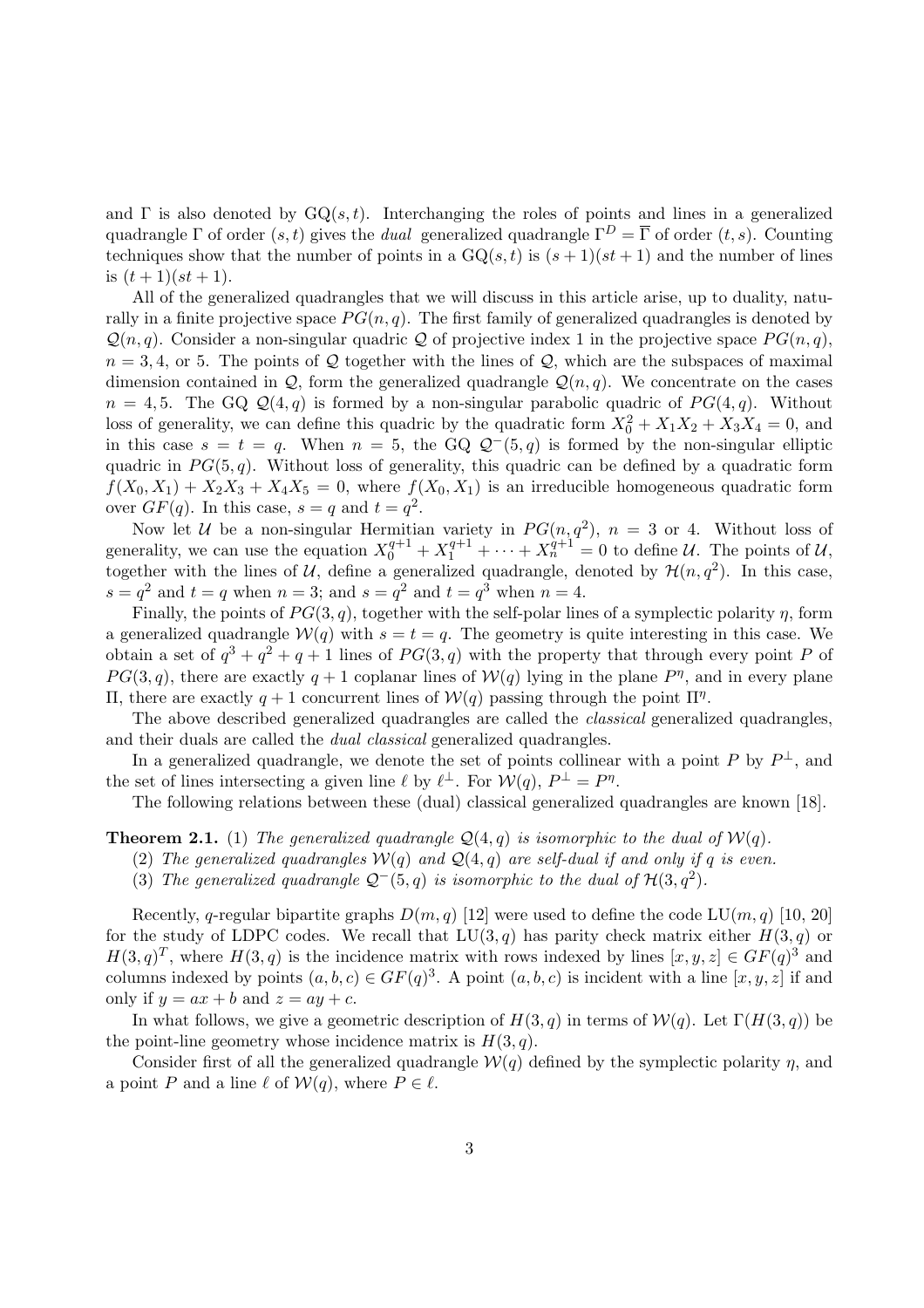and $\Gamma$ is also denoted by $\mathrm{GQ}(s,t)$. Interchanging the roles of points and lines in a generalized quadrangle $\Gamma$ of order $(s,t)$ gives the *dual* generalized quadrangle $\Gamma^D = \overline{\Gamma}$ of order $(t,s)$. Counting techniques show that the number of points in a $\mathrm{GQ}(s,t)$ is $(s+1)(st+1)$ and the number of lines is $(t+1)(st+1)$.

All of the generalized quadrangles that we will discuss in this article arise, up to duality, naturally in a finite projective space $PG(n,q)$. The first family of generalized quadrangles is denoted by $\mathcal{Q}(n,q)$. Consider a non-singular quadric $\mathcal{Q}$ of projective index 1 in the projective space $PG(n,q)$, $n = 3, 4$, or 5. The points of $\mathcal{Q}$ together with the lines of $\mathcal{Q}$, which are the subspaces of maximal dimension contained in $\mathcal{Q}$, form the generalized quadrangle $\mathcal{Q}(n,q)$. We concentrate on the cases $n = 4, 5$. The GQ $\mathcal{Q}(4,q)$ is formed by a non-singular parabolic quadric of $PG(4,q)$. Without loss of generality, we can define this quadric by the quadratic form $X_0^2 + X_1X_2 + X_3X_4 = 0$, and in this case $s = t = q$. When $n = 5$, the GQ $\mathcal{Q}^-(5,q)$ is formed by the non-singular elliptic quadric in $PG(5,q)$. Without loss of generality, this quadric can be defined by a quadratic form $f(X_0,X_1) + X_2X_3 + X_4X_5 = 0$, where $f(X_0,X_1)$ is an irreducible homogeneous quadratic form over $GF(q)$. In this case, $s = q$ and $t = q^2$.

Now let $\mathcal{U}$ be a non-singular Hermitian variety in $PG(n,q^2)$, $n = 3$ or 4. Without loss of generality, we can use the equation $X_0^{q+1} + X_1^{q+1} + \cdots + X_n^{q+1} = 0$ to define $\mathcal{U}$. The points of $\mathcal{U}$, together with the lines of $\mathcal{U}$, define a generalized quadrangle, denoted by $\mathcal{H}(n,q^2)$. In this case, $s = q^2$ and $t = q$ when $n = 3$; and $s = q^2$ and $t = q^3$ when $n = 4$.

Finally, the points of $PG(3,q)$, together with the self-polar lines of a symplectic polarity $\eta$, form a generalized quadrangle $\mathcal{W}(q)$ with $s = t = q$. The geometry is quite interesting in this case. We obtain a set of $q^3 + q^2 + q + 1$ lines of $PG(3,q)$ with the property that through every point $P$ of $PG(3,q)$, there are exactly $q+1$ coplanar lines of $\mathcal{W}(q)$ lying in the plane $P^\eta$, and in every plane $\Pi$, there are exactly $q+1$ concurrent lines of $\mathcal{W}(q)$ passing through the point $\Pi^\eta$.

The above described generalized quadrangles are called the *classical* generalized quadrangles, and their duals are called the *dual classical* generalized quadrangles.

In a generalized quadrangle, we denote the set of points collinear with a point $P$ by $P^\perp$, and the set of lines intersecting a given line $\ell$ by $\ell^\perp$. For $\mathcal{W}(q)$, $P^\perp = P^\eta$.

The following relations between these (dual) classical generalized quadrangles are known [18].

**Theorem 2.1.** (1) *The generalized quadrangle $\mathcal{Q}(4,q)$ is isomorphic to the dual of $\mathcal{W}(q)$.*

(2) *The generalized quadrangles $\mathcal{W}(q)$ and $\mathcal{Q}(4,q)$ are self-dual if and only if $q$ is even.*

(3) *The generalized quadrangle $\mathcal{Q}^-(5,q)$ is isomorphic to the dual of $\mathcal{H}(3,q^2)$.*

Recently, $q$-regular bipartite graphs $D(m,q)$ [12] were used to define the code $\mathrm{LU}(m,q)$ [10, 20] for the study of LDPC codes. We recall that $\mathrm{LU}(3,q)$ has parity check matrix either $H(3,q)$ or $H(3,q)^T$, where $H(3,q)$ is the incidence matrix with rows indexed by lines $[x,y,z] \in GF(q)^3$ and columns indexed by points $(a,b,c) \in GF(q)^3$. A point $(a,b,c)$ is incident with a line $[x,y,z]$ if and only if $y = ax + b$ and $z = ay + c$.

In what follows, we give a geometric description of $H(3,q)$ in terms of $\mathcal{W}(q)$. Let $\Gamma(H(3,q))$ be the point-line geometry whose incidence matrix is $H(3,q)$.

Consider first of all the generalized quadrangle $\mathcal{W}(q)$ defined by the symplectic polarity $\eta$, and a point $P$ and a line $\ell$ of $\mathcal{W}(q)$, where $P \in \ell$.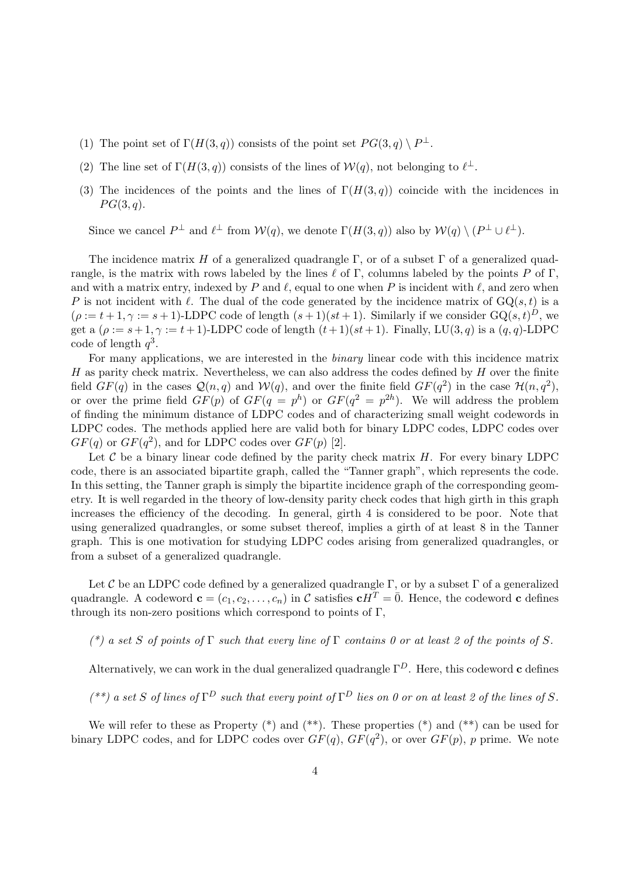(1) The point set of $\Gamma(H(3,q))$ consists of the point set $PG(3,q) \setminus P^{\perp}$.

(2) The line set of $\Gamma(H(3,q))$ consists of the lines of $\mathcal{W}(q)$, not belonging to $\ell^{\perp}$.

(3) The incidences of the points and the lines of $\Gamma(H(3,q))$ coincide with the incidences in $PG(3,q)$.

Since we cancel $P^{\perp}$ and $\ell^{\perp}$ from $\mathcal{W}(q)$, we denote $\Gamma(H(3,q))$ also by $\mathcal{W}(q) \setminus (P^{\perp} \cup \ell^{\perp})$.

The incidence matrix $H$ of a generalized quadrangle $\Gamma$, or of a subset $\Gamma$ of a generalized quadrangle, is the matrix with rows labeled by the lines $\ell$ of $\Gamma$, columns labeled by the points $P$ of $\Gamma$, and with a matrix entry, indexed by $P$ and $\ell$, equal to one when $P$ is incident with $\ell$, and zero when $P$ is not incident with $\ell$. The dual of the code generated by the incidence matrix of $\mathrm{GQ}(s,t)$ is a $(\rho := t+1, \gamma := s+1)$-LDPC code of length $(s+1)(st+1)$. Similarly if we consider $\mathrm{GQ}(s,t)^D$, we get a $(\rho := s+1, \gamma := t+1)$-LDPC code of length $(t+1)(st+1)$. Finally, $\mathrm{LU}(3,q)$ is a $(q,q)$-LDPC code of length $q^3$.

For many applications, we are interested in the *binary* linear code with this incidence matrix $H$ as parity check matrix. Nevertheless, we can also address the codes defined by $H$ over the finite field $GF(q)$ in the cases $\mathcal{Q}(n,q)$ and $\mathcal{W}(q)$, and over the finite field $GF(q^2)$ in the case $\mathcal{H}(n,q^2)$, or over the prime field $GF(p)$ of $GF(q=p^h)$ or $GF(q^2=p^{2h})$. We will address the problem of finding the minimum distance of LDPC codes and of characterizing small weight codewords in LDPC codes. The methods applied here are valid both for binary LDPC codes, LDPC codes over $GF(q)$ or $GF(q^2)$, and for LDPC codes over $GF(p)$ [2].

Let $\mathcal{C}$ be a binary linear code defined by the parity check matrix $H$. For every binary LDPC code, there is an associated bipartite graph, called the "Tanner graph", which represents the code. In this setting, the Tanner graph is simply the bipartite incidence graph of the corresponding geometry. It is well regarded in the theory of low-density parity check codes that high girth in this graph increases the efficiency of the decoding. In general, girth 4 is considered to be poor. Note that using generalized quadrangles, or some subset thereof, implies a girth of at least 8 in the Tanner graph. This is one motivation for studying LDPC codes arising from generalized quadrangles, or from a subset of a generalized quadrangle.

Let $\mathcal{C}$ be an LDPC code defined by a generalized quadrangle $\Gamma$, or by a subset $\Gamma$ of a generalized quadrangle. A codeword $\mathbf{c} = (c_1, c_2, \ldots, c_n)$ in $\mathcal{C}$ satisfies $\mathbf{c}H^T = \bar{0}$. Hence, the codeword $\mathbf{c}$ defines through its non-zero positions which correspond to points of $\Gamma$,

*(\*) a set $S$ of points of $\Gamma$ such that every line of $\Gamma$ contains 0 or at least 2 of the points of $S$.*

Alternatively, we can work in the dual generalized quadrangle $\Gamma^D$. Here, this codeword $\mathbf{c}$ defines

*(\*\*) a set $S$ of lines of $\Gamma^D$ such that every point of $\Gamma^D$ lies on 0 or on at least 2 of the lines of $S$.*

We will refer to these as Property (*) and (**). These properties (*) and (**) can be used for binary LDPC codes, and for LDPC codes over $GF(q)$, $GF(q^2)$, or over $GF(p)$, $p$ prime. We note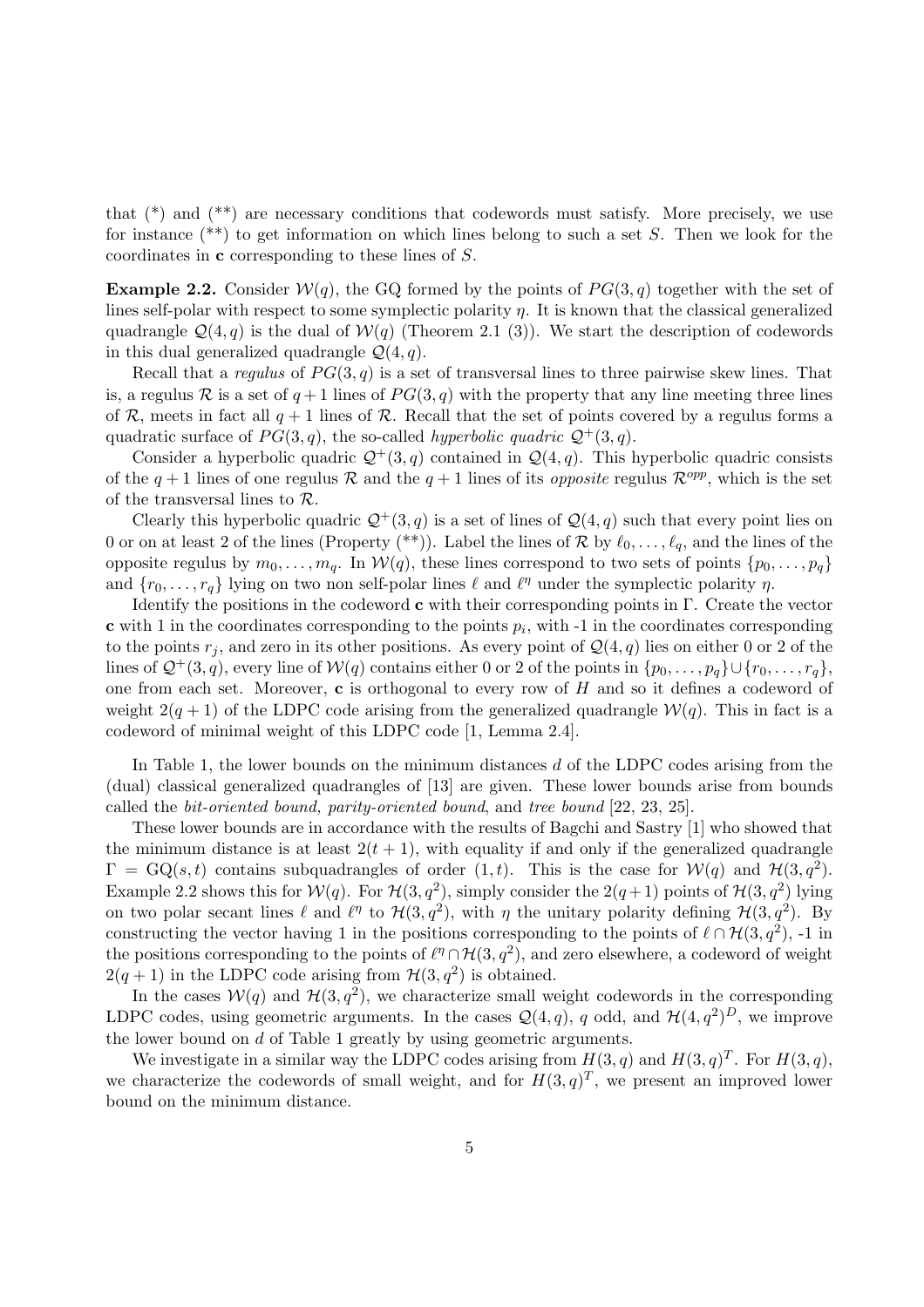that (*) and (**) are necessary conditions that codewords must satisfy. More precisely, we use for instance (**) to get information on which lines belong to such a set $S$. Then we look for the coordinates in $\mathbf{c}$ corresponding to these lines of $S$.

**Example 2.2.** Consider $\mathcal{W}(q)$, the GQ formed by the points of $PG(3,q)$ together with the set of lines self-polar with respect to some symplectic polarity $\eta$. It is known that the classical generalized quadrangle $\mathcal{Q}(4,q)$ is the dual of $\mathcal{W}(q)$ (Theorem 2.1 (3)). We start the description of codewords in this dual generalized quadrangle $\mathcal{Q}(4,q)$.

Recall that a *regulus* of $PG(3,q)$ is a set of transversal lines to three pairwise skew lines. That is, a regulus $\mathcal{R}$ is a set of $q+1$ lines of $PG(3,q)$ with the property that any line meeting three lines of $\mathcal{R}$, meets in fact all $q+1$ lines of $\mathcal{R}$. Recall that the set of points covered by a regulus forms a quadratic surface of $PG(3,q)$, the so-called *hyperbolic quadric* $\mathcal{Q}^+(3,q)$.

Consider a hyperbolic quadric $\mathcal{Q}^+(3,q)$ contained in $\mathcal{Q}(4,q)$. This hyperbolic quadric consists of the $q+1$ lines of one regulus $\mathcal{R}$ and the $q+1$ lines of its *opposite* regulus $\mathcal{R}^{opp}$, which is the set of the transversal lines to $\mathcal{R}$.

Clearly this hyperbolic quadric $\mathcal{Q}^+(3,q)$ is a set of lines of $\mathcal{Q}(4,q)$ such that every point lies on 0 or on at least 2 of the lines (Property (**)). Label the lines of $\mathcal{R}$ by $\ell_0,\ldots,\ell_q$, and the lines of the opposite regulus by $m_0,\ldots,m_q$. In $\mathcal{W}(q)$, these lines correspond to two sets of points $\{p_0,\ldots,p_q\}$ and $\{r_0,\ldots,r_q\}$ lying on two non self-polar lines $\ell$ and $\ell^\eta$ under the symplectic polarity $\eta$.

Identify the positions in the codeword $\mathbf{c}$ with their corresponding points in $\Gamma$. Create the vector $\mathbf{c}$ with 1 in the coordinates corresponding to the points $p_i$, with -1 in the coordinates corresponding to the points $r_j$, and zero in its other positions. As every point of $\mathcal{Q}(4,q)$ lies on either 0 or 2 of the lines of $\mathcal{Q}^+(3,q)$, every line of $\mathcal{W}(q)$ contains either 0 or 2 of the points in $\{p_0,\ldots,p_q\}\cup\{r_0,\ldots,r_q\}$, one from each set. Moreover, $\mathbf{c}$ is orthogonal to every row of $H$ and so it defines a codeword of weight $2(q+1)$ of the LDPC code arising from the generalized quadrangle $\mathcal{W}(q)$. This in fact is a codeword of minimal weight of this LDPC code [1, Lemma 2.4].

In Table 1, the lower bounds on the minimum distances $d$ of the LDPC codes arising from the (dual) classical generalized quadrangles of [13] are given. These lower bounds arise from bounds called the *bit-oriented bound, parity-oriented bound*, and *tree bound* [22, 23, 25].

These lower bounds are in accordance with the results of Bagchi and Sastry [1] who showed that the minimum distance is at least $2(t+1)$, with equality if and only if the generalized quadrangle $\Gamma = \mathrm{GQ}(s,t)$ contains subquadrangles of order $(1,t)$. This is the case for $\mathcal{W}(q)$ and $\mathcal{H}(3,q^2)$. Example 2.2 shows this for $\mathcal{W}(q)$. For $\mathcal{H}(3,q^2)$, simply consider the $2(q+1)$ points of $\mathcal{H}(3,q^2)$ lying on two polar secant lines $\ell$ and $\ell^\eta$ to $\mathcal{H}(3,q^2)$, with $\eta$ the unitary polarity defining $\mathcal{H}(3,q^2)$. By constructing the vector having 1 in the positions corresponding to the points of $\ell\cap\mathcal{H}(3,q^2)$, -1 in the positions corresponding to the points of $\ell^\eta\cap\mathcal{H}(3,q^2)$, and zero elsewhere, a codeword of weight $2(q+1)$ in the LDPC code arising from $\mathcal{H}(3,q^2)$ is obtained.

In the cases $\mathcal{W}(q)$ and $\mathcal{H}(3,q^2)$, we characterize small weight codewords in the corresponding LDPC codes, using geometric arguments. In the cases $\mathcal{Q}(4,q)$, $q$ odd, and $\mathcal{H}(4,q^2)^D$, we improve the lower bound on $d$ of Table 1 greatly by using geometric arguments.

We investigate in a similar way the LDPC codes arising from $H(3,q)$ and $H(3,q)^T$. For $H(3,q)$, we characterize the codewords of small weight, and for $H(3,q)^T$, we present an improved lower bound on the minimum distance.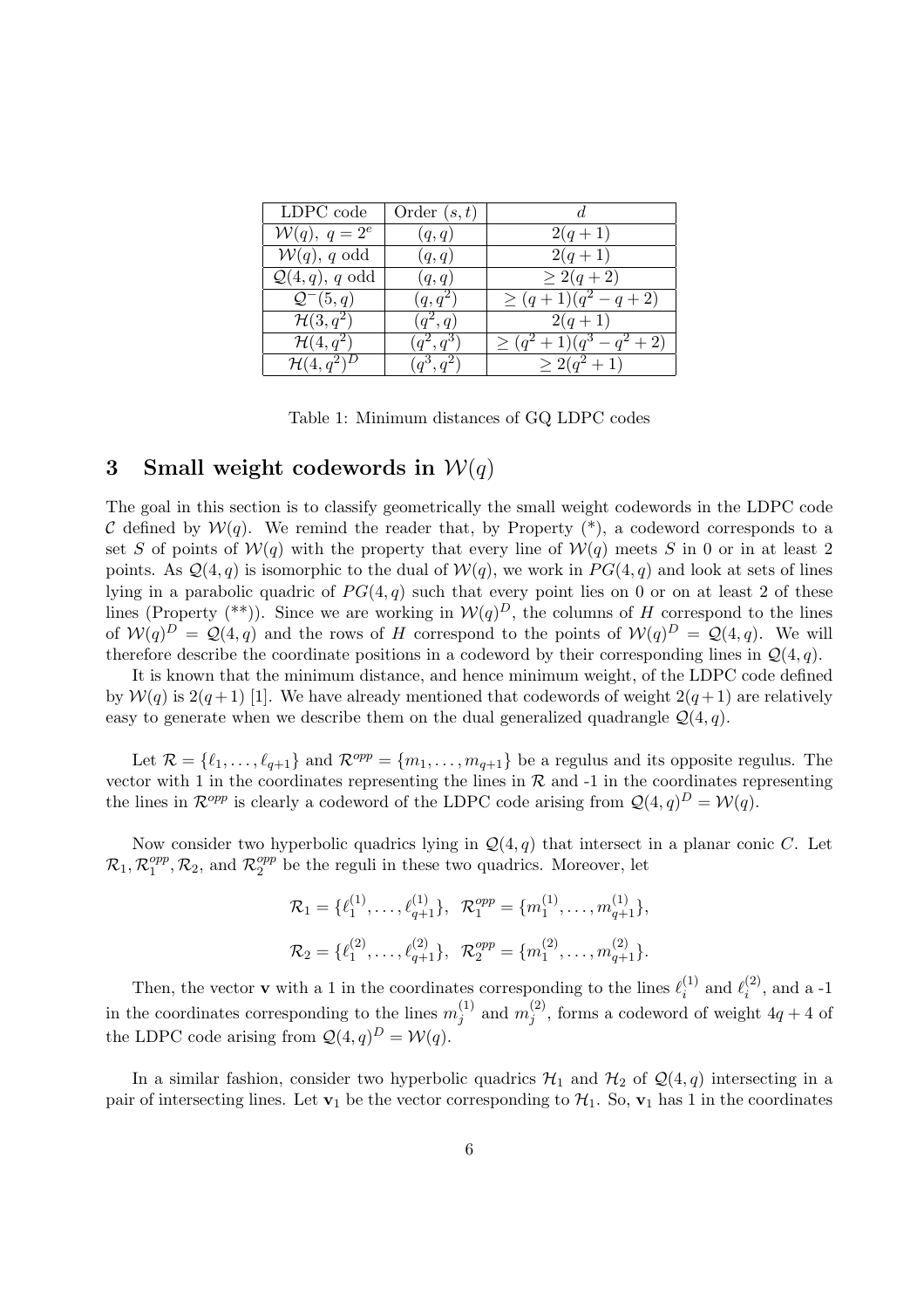| LDPC code | Order $(s,t)$ | $d$ |
|---|---|---|
| $\mathcal{W}(q),\ q=2^e$ | $(q,q)$ | $2(q+1)$ |
| $\mathcal{W}(q)$, $q$ odd | $(q,q)$ | $2(q+1)$ |
| $\mathcal{Q}(4,q)$, $q$ odd | $(q,q)$ | $\geq 2(q+2)$ |
| $\mathcal{Q}^-(5,q)$ | $(q,q^2)$ | $\geq (q+1)(q^2-q+2)$ |
| $\mathcal{H}(3,q^2)$ | $(q^2,q)$ | $2(q+1)$ |
| $\mathcal{H}(4,q^2)$ | $(q^2,q^3)$ | $\geq (q^2+1)(q^3-q^2+2)$ |
| $\mathcal{H}(4,q^2)^D$ | $(q^3,q^2)$ | $\geq 2(q^2+1)$ |

Table 1: Minimum distances of GQ LDPC codes

# 3 Small weight codewords in $\mathcal{W}(q)$

The goal in this section is to classify geometrically the small weight codewords in the LDPC code $\mathcal{C}$ defined by $\mathcal{W}(q)$. We remind the reader that, by Property (*), a codeword corresponds to a set $S$ of points of $\mathcal{W}(q)$ with the property that every line of $\mathcal{W}(q)$ meets $S$ in 0 or in at least 2 points. As $\mathcal{Q}(4,q)$ is isomorphic to the dual of $\mathcal{W}(q)$, we work in $PG(4,q)$ and look at sets of lines lying in a parabolic quadric of $PG(4,q)$ such that every point lies on 0 or on at least 2 of these lines (Property (**)). Since we are working in $\mathcal{W}(q)^D$, the columns of $H$ correspond to the lines of $\mathcal{W}(q)^D = \mathcal{Q}(4,q)$ and the rows of $H$ correspond to the points of $\mathcal{W}(q)^D = \mathcal{Q}(4,q)$. We will therefore describe the coordinate positions in a codeword by their corresponding lines in $\mathcal{Q}(4,q)$.

It is known that the minimum distance, and hence minimum weight, of the LDPC code defined by $\mathcal{W}(q)$ is $2(q+1)$ [1]. We have already mentioned that codewords of weight $2(q+1)$ are relatively easy to generate when we describe them on the dual generalized quadrangle $\mathcal{Q}(4,q)$.

Let $\mathcal{R} = \{\ell_1,\ldots,\ell_{q+1}\}$ and $\mathcal{R}^{opp} = \{m_1,\ldots,m_{q+1}\}$ be a regulus and its opposite regulus. The vector with 1 in the coordinates representing the lines in $\mathcal{R}$ and -1 in the coordinates representing the lines in $\mathcal{R}^{opp}$ is clearly a codeword of the LDPC code arising from $\mathcal{Q}(4,q)^D = \mathcal{W}(q)$.

Now consider two hyperbolic quadrics lying in $\mathcal{Q}(4,q)$ that intersect in a planar conic $C$. Let $\mathcal{R}_1, \mathcal{R}_1^{opp}, \mathcal{R}_2$, and $\mathcal{R}_2^{opp}$ be the reguli in these two quadrics. Moreover, let

$$\mathcal{R}_1 = \{\ell_1^{(1)},\ldots,\ell_{q+1}^{(1)}\},\ \ \mathcal{R}_1^{opp} = \{m_1^{(1)},\ldots,m_{q+1}^{(1)}\},$$

$$\mathcal{R}_2 = \{\ell_1^{(2)},\ldots,\ell_{q+1}^{(2)}\},\ \ \mathcal{R}_2^{opp} = \{m_1^{(2)},\ldots,m_{q+1}^{(2)}\}.$$

Then, the vector $\mathbf{v}$ with a 1 in the coordinates corresponding to the lines $\ell_i^{(1)}$ and $\ell_i^{(2)}$, and a -1 in the coordinates corresponding to the lines $m_j^{(1)}$ and $m_j^{(2)}$, forms a codeword of weight $4q+4$ of the LDPC code arising from $\mathcal{Q}(4,q)^D = \mathcal{W}(q)$.

In a similar fashion, consider two hyperbolic quadrics $\mathcal{H}_1$ and $\mathcal{H}_2$ of $\mathcal{Q}(4,q)$ intersecting in a pair of intersecting lines. Let $\mathbf{v}_1$ be the vector corresponding to $\mathcal{H}_1$. So, $\mathbf{v}_1$ has 1 in the coordinates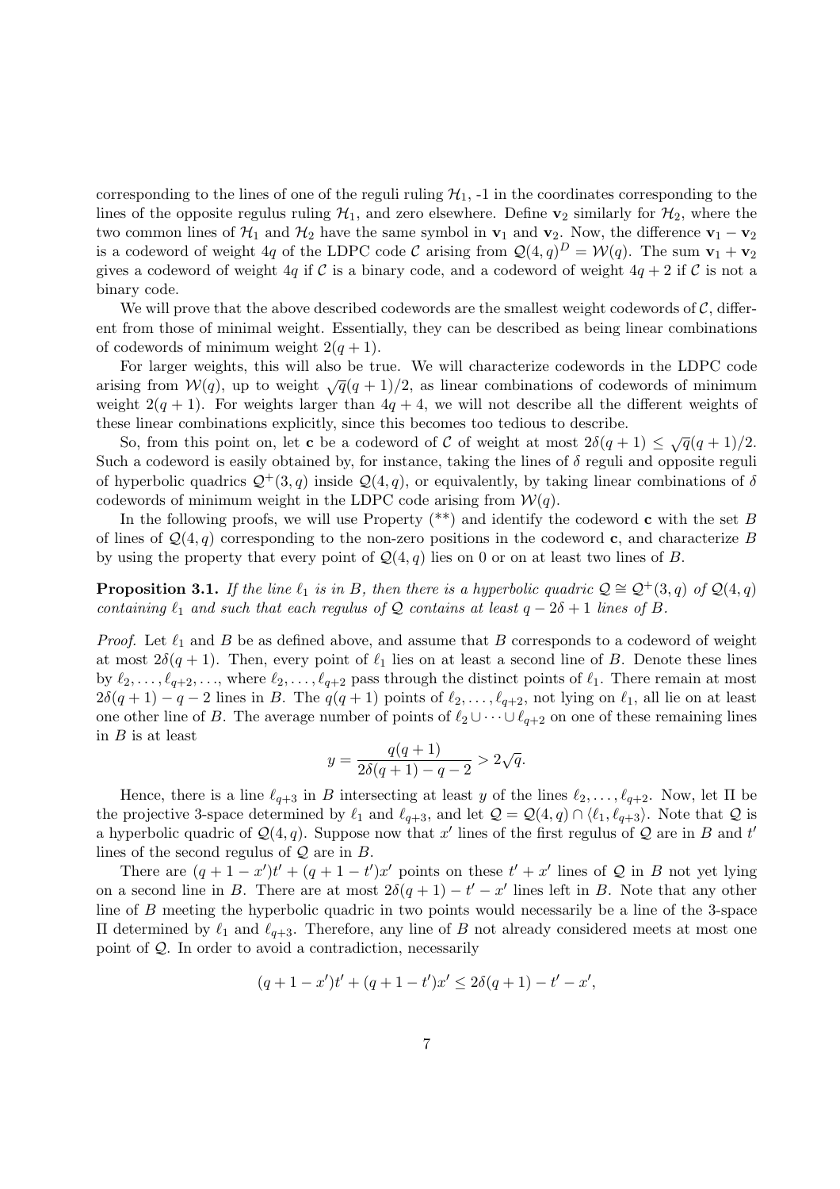corresponding to the lines of one of the reguli ruling $\mathcal{H}_1$, -1 in the coordinates corresponding to the lines of the opposite regulus ruling $\mathcal{H}_1$, and zero elsewhere. Define $\mathbf{v}_2$ similarly for $\mathcal{H}_2$, where the two common lines of $\mathcal{H}_1$ and $\mathcal{H}_2$ have the same symbol in $\mathbf{v}_1$ and $\mathbf{v}_2$. Now, the difference $\mathbf{v}_1 - \mathbf{v}_2$ is a codeword of weight $4q$ of the LDPC code $\mathcal{C}$ arising from $\mathcal{Q}(4,q)^D = \mathcal{W}(q)$. The sum $\mathbf{v}_1 + \mathbf{v}_2$ gives a codeword of weight $4q$ if $\mathcal{C}$ is a binary code, and a codeword of weight $4q+2$ if $\mathcal{C}$ is not a binary code.

We will prove that the above described codewords are the smallest weight codewords of $\mathcal{C}$, different from those of minimal weight. Essentially, they can be described as being linear combinations of codewords of minimum weight $2(q+1)$.

For larger weights, this will also be true. We will characterize codewords in the LDPC code arising from $\mathcal{W}(q)$, up to weight $\sqrt{q}(q+1)/2$, as linear combinations of codewords of minimum weight $2(q+1)$. For weights larger than $4q+4$, we will not describe all the different weights of these linear combinations explicitly, since this becomes too tedious to describe.

So, from this point on, let $\mathbf{c}$ be a codeword of $\mathcal{C}$ of weight at most $2\delta(q+1) \leq \sqrt{q}(q+1)/2$. Such a codeword is easily obtained by, for instance, taking the lines of $\delta$ reguli and opposite reguli of hyperbolic quadrics $\mathcal{Q}^+(3,q)$ inside $\mathcal{Q}(4,q)$, or equivalently, by taking linear combinations of $\delta$ codewords of minimum weight in the LDPC code arising from $\mathcal{W}(q)$.

In the following proofs, we will use Property (**) and identify the codeword $\mathbf{c}$ with the set $B$ of lines of $\mathcal{Q}(4,q)$ corresponding to the non-zero positions in the codeword $\mathbf{c}$, and characterize $B$ by using the property that every point of $\mathcal{Q}(4,q)$ lies on 0 or on at least two lines of $B$.

**Proposition 3.1.** *If the line $\ell_1$ is in $B$, then there is a hyperbolic quadric $\mathcal{Q} \cong \mathcal{Q}^+(3,q)$ of $\mathcal{Q}(4,q)$ containing $\ell_1$ and such that each regulus of $\mathcal{Q}$ contains at least $q-2\delta+1$ lines of $B$.*

*Proof.* Let $\ell_1$ and $B$ be as defined above, and assume that $B$ corresponds to a codeword of weight at most $2\delta(q+1)$. Then, every point of $\ell_1$ lies on at least a second line of $B$. Denote these lines by $\ell_2, \ldots, \ell_{q+2}, \ldots$, where $\ell_2, \ldots, \ell_{q+2}$ pass through the distinct points of $\ell_1$. There remain at most $2\delta(q+1) - q - 2$ lines in $B$. The $q(q+1)$ points of $\ell_2, \ldots, \ell_{q+2}$, not lying on $\ell_1$, all lie on at least one other line of $B$. The average number of points of $\ell_2 \cup \cdots \cup \ell_{q+2}$ on one of these remaining lines in $B$ is at least

$$y = \frac{q(q+1)}{2\delta(q+1) - q - 2} > 2\sqrt{q}.$$

Hence, there is a line $\ell_{q+3}$ in $B$ intersecting at least $y$ of the lines $\ell_2, \ldots, \ell_{q+2}$. Now, let $\Pi$ be the projective 3-space determined by $\ell_1$ and $\ell_{q+3}$, and let $\mathcal{Q} = \mathcal{Q}(4,q) \cap \langle \ell_1, \ell_{q+3} \rangle$. Note that $\mathcal{Q}$ is a hyperbolic quadric of $\mathcal{Q}(4,q)$. Suppose now that $x'$ lines of the first regulus of $\mathcal{Q}$ are in $B$ and $t'$ lines of the second regulus of $\mathcal{Q}$ are in $B$.

There are $(q+1-x')t' + (q+1-t')x'$ points on these $t'+x'$ lines of $\mathcal{Q}$ in $B$ not yet lying on a second line in $B$. There are at most $2\delta(q+1) - t' - x'$ lines left in $B$. Note that any other line of $B$ meeting the hyperbolic quadric in two points would necessarily be a line of the 3-space $\Pi$ determined by $\ell_1$ and $\ell_{q+3}$. Therefore, any line of $B$ not already considered meets at most one point of $\mathcal{Q}$. In order to avoid a contradiction, necessarily

$$(q+1-x')t' + (q+1-t')x' \leq 2\delta(q+1) - t' - x',$$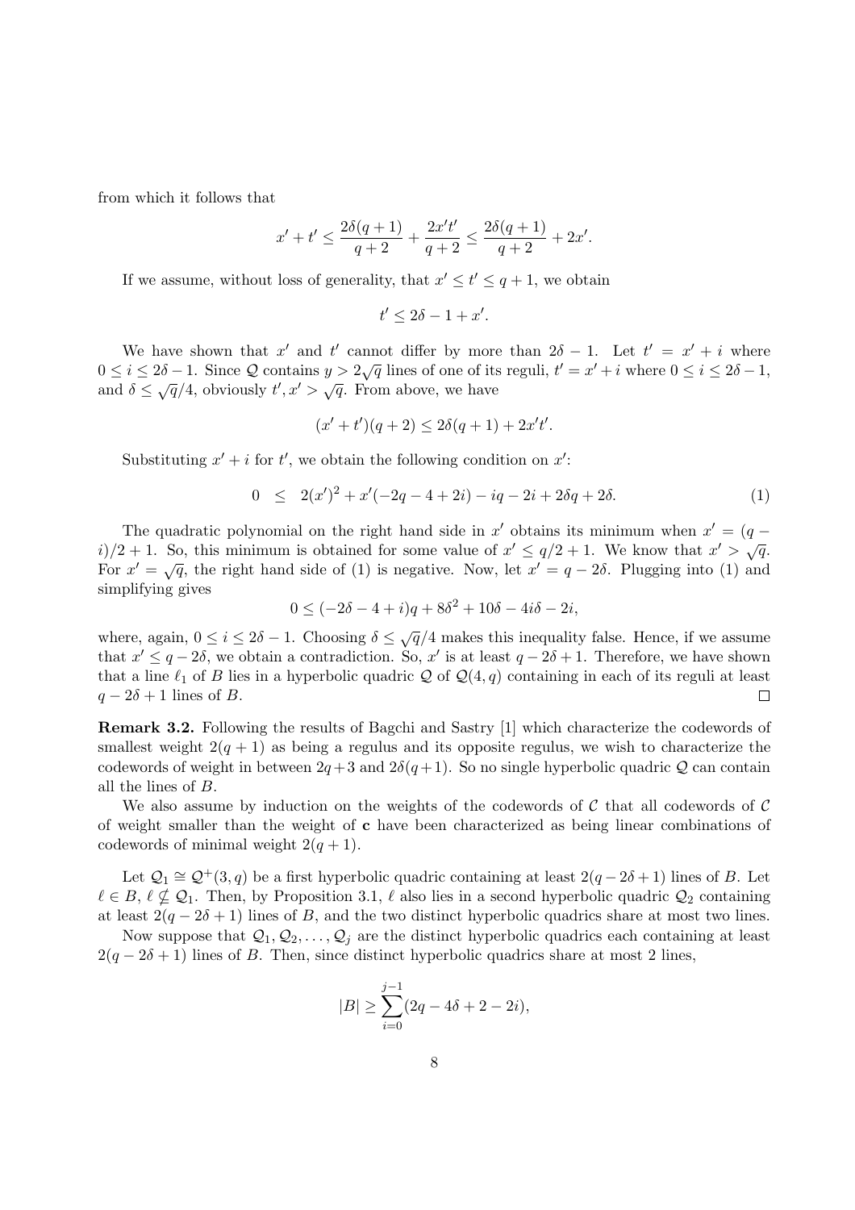from which it follows that

$$x' + t' \leq \frac{2\delta(q+1)}{q+2} + \frac{2x't'}{q+2} \leq \frac{2\delta(q+1)}{q+2} + 2x'.$$

If we assume, without loss of generality, that $x' \leq t' \leq q+1$, we obtain

$$t' \leq 2\delta - 1 + x'.$$

We have shown that $x'$ and $t'$ cannot differ by more than $2\delta - 1$. Let $t' = x' + i$ where $0 \leq i \leq 2\delta - 1$. Since $\mathcal{Q}$ contains $y > 2\sqrt{q}$ lines of one of its reguli, $t' = x' + i$ where $0 \leq i \leq 2\delta - 1$, and $\delta \leq \sqrt{q}/4$, obviously $t', x' > \sqrt{q}$. From above, we have

$$(x' + t')(q+2) \leq 2\delta(q+1) + 2x't'.$$

Substituting $x' + i$ for $t'$, we obtain the following condition on $x'$:

$$0 \quad \leq \quad 2(x')^2 + x'(-2q - 4 + 2i) - iq - 2i + 2\delta q + 2\delta. \tag{1}$$

The quadratic polynomial on the right hand side in $x'$ obtains its minimum when $x' = (q - i)/2 + 1$. So, this minimum is obtained for some value of $x' \leq q/2 + 1$. We know that $x' > \sqrt{q}$. For $x' = \sqrt{q}$, the right hand side of (1) is negative. Now, let $x' = q - 2\delta$. Plugging into (1) and simplifying gives

$$0 \leq (-2\delta - 4 + i)q + 8\delta^2 + 10\delta - 4i\delta - 2i,$$

where, again, $0 \leq i \leq 2\delta - 1$. Choosing $\delta \leq \sqrt{q}/4$ makes this inequality false. Hence, if we assume that $x' \leq q - 2\delta$, we obtain a contradiction. So, $x'$ is at least $q - 2\delta + 1$. Therefore, we have shown that a line $\ell_1$ of $B$ lies in a hyperbolic quadric $\mathcal{Q}$ of $\mathcal{Q}(4,q)$ containing in each of its reguli at least $q - 2\delta + 1$ lines of $B$. $\square$

**Remark 3.2.** Following the results of Bagchi and Sastry [1] which characterize the codewords of smallest weight $2(q+1)$ as being a regulus and its opposite regulus, we wish to characterize the codewords of weight in between $2q+3$ and $2\delta(q+1)$. So no single hyperbolic quadric $\mathcal{Q}$ can contain all the lines of $B$.

We also assume by induction on the weights of the codewords of $\mathcal{C}$ that all codewords of $\mathcal{C}$ of weight smaller than the weight of $\mathbf{c}$ have been characterized as being linear combinations of codewords of minimal weight $2(q+1)$.

Let $\mathcal{Q}_1 \cong \mathcal{Q}^+(3,q)$ be a first hyperbolic quadric containing at least $2(q - 2\delta + 1)$ lines of $B$. Let $\ell \in B$, $\ell \not\subseteq \mathcal{Q}_1$. Then, by Proposition 3.1, $\ell$ also lies in a second hyperbolic quadric $\mathcal{Q}_2$ containing at least $2(q - 2\delta + 1)$ lines of $B$, and the two distinct hyperbolic quadrics share at most two lines.

Now suppose that $\mathcal{Q}_1, \mathcal{Q}_2, \ldots, \mathcal{Q}_j$ are the distinct hyperbolic quadrics each containing at least $2(q - 2\delta + 1)$ lines of $B$. Then, since distinct hyperbolic quadrics share at most 2 lines,

$$|B| \geq \sum_{i=0}^{j-1} (2q - 4\delta + 2 - 2i),$$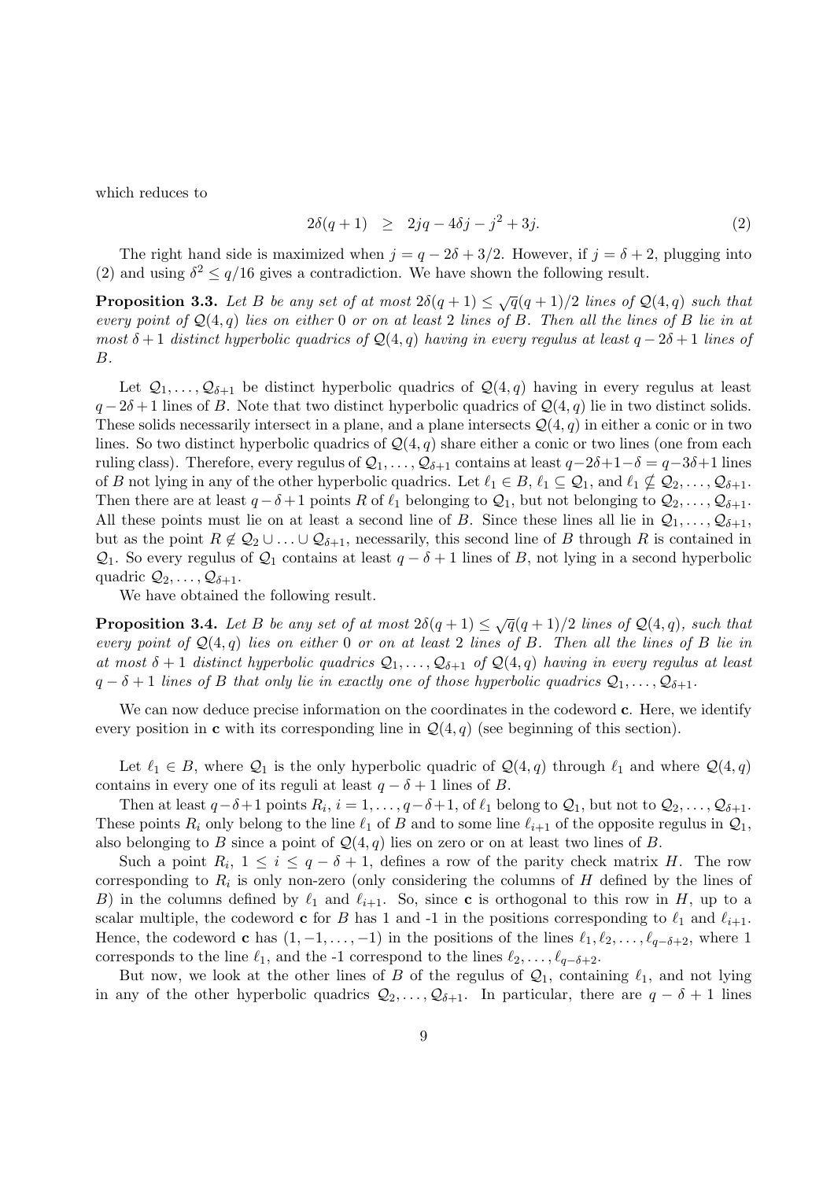which reduces to

$$2\delta(q+1) \geq 2jq - 4\delta j - j^2 + 3j. \tag{2}$$

The right hand side is maximized when $j = q - 2\delta + 3/2$. However, if $j = \delta + 2$, plugging into (2) and using $\delta^2 \leq q/16$ gives a contradiction. We have shown the following result.

**Proposition 3.3.** *Let $B$ be any set of at most $2\delta(q+1) \leq \sqrt{q}(q+1)/2$ lines of $\mathcal{Q}(4,q)$ such that every point of $\mathcal{Q}(4,q)$ lies on either 0 or on at least 2 lines of $B$. Then all the lines of $B$ lie in at most $\delta + 1$ distinct hyperbolic quadrics of $\mathcal{Q}(4,q)$ having in every regulus at least $q - 2\delta + 1$ lines of $B$.*

Let $\mathcal{Q}_1, \ldots, \mathcal{Q}_{\delta+1}$ be distinct hyperbolic quadrics of $\mathcal{Q}(4,q)$ having in every regulus at least $q - 2\delta + 1$ lines of $B$. Note that two distinct hyperbolic quadrics of $\mathcal{Q}(4,q)$ lie in two distinct solids. These solids necessarily intersect in a plane, and a plane intersects $\mathcal{Q}(4,q)$ in either a conic or in two lines. So two distinct hyperbolic quadrics of $\mathcal{Q}(4,q)$ share either a conic or two lines (one from each ruling class). Therefore, every regulus of $\mathcal{Q}_1, \ldots, \mathcal{Q}_{\delta+1}$ contains at least $q - 2\delta + 1 - \delta = q - 3\delta + 1$ lines of $B$ not lying in any of the other hyperbolic quadrics. Let $\ell_1 \in B$, $\ell_1 \subseteq \mathcal{Q}_1$, and $\ell_1 \nsubseteq \mathcal{Q}_2, \ldots, \mathcal{Q}_{\delta+1}$. Then there are at least $q - \delta + 1$ points $R$ of $\ell_1$ belonging to $\mathcal{Q}_1$, but not belonging to $\mathcal{Q}_2, \ldots, \mathcal{Q}_{\delta+1}$. All these points must lie on at least a second line of $B$. Since these lines all lie in $\mathcal{Q}_1, \ldots, \mathcal{Q}_{\delta+1}$, but as the point $R \notin \mathcal{Q}_2 \cup \ldots \cup \mathcal{Q}_{\delta+1}$, necessarily, this second line of $B$ through $R$ is contained in $\mathcal{Q}_1$. So every regulus of $\mathcal{Q}_1$ contains at least $q - \delta + 1$ lines of $B$, not lying in a second hyperbolic quadric $\mathcal{Q}_2, \ldots, \mathcal{Q}_{\delta+1}$.

We have obtained the following result.

**Proposition 3.4.** *Let $B$ be any set of at most $2\delta(q+1) \leq \sqrt{q}(q+1)/2$ lines of $\mathcal{Q}(4,q)$, such that every point of $\mathcal{Q}(4,q)$ lies on either 0 or on at least 2 lines of $B$. Then all the lines of $B$ lie in at most $\delta + 1$ distinct hyperbolic quadrics $\mathcal{Q}_1, \ldots, \mathcal{Q}_{\delta+1}$ of $\mathcal{Q}(4,q)$ having in every regulus at least $q - \delta + 1$ lines of $B$ that only lie in exactly one of those hyperbolic quadrics $\mathcal{Q}_1, \ldots, \mathcal{Q}_{\delta+1}$.*

We can now deduce precise information on the coordinates in the codeword $\mathbf{c}$. Here, we identify every position in $\mathbf{c}$ with its corresponding line in $\mathcal{Q}(4,q)$ (see beginning of this section).

Let $\ell_1 \in B$, where $\mathcal{Q}_1$ is the only hyperbolic quadric of $\mathcal{Q}(4,q)$ through $\ell_1$ and where $\mathcal{Q}(4,q)$ contains in every one of its reguli at least $q - \delta + 1$ lines of $B$.

Then at least $q - \delta + 1$ points $R_i$, $i = 1, \ldots, q - \delta + 1$, of $\ell_1$ belong to $\mathcal{Q}_1$, but not to $\mathcal{Q}_2, \ldots, \mathcal{Q}_{\delta+1}$. These points $R_i$ only belong to the line $\ell_1$ of $B$ and to some line $\ell_{i+1}$ of the opposite regulus in $\mathcal{Q}_1$, also belonging to $B$ since a point of $\mathcal{Q}(4,q)$ lies on zero or on at least two lines of $B$.

Such a point $R_i$, $1 \leq i \leq q - \delta + 1$, defines a row of the parity check matrix $H$. The row corresponding to $R_i$ is only non-zero (only considering the columns of $H$ defined by the lines of $B$) in the columns defined by $\ell_1$ and $\ell_{i+1}$. So, since $\mathbf{c}$ is orthogonal to this row in $H$, up to a scalar multiple, the codeword $\mathbf{c}$ for $B$ has 1 and -1 in the positions corresponding to $\ell_1$ and $\ell_{i+1}$. Hence, the codeword $\mathbf{c}$ has $(1, -1, \ldots, -1)$ in the positions of the lines $\ell_1, \ell_2, \ldots, \ell_{q-\delta+2}$, where 1 corresponds to the line $\ell_1$, and the -1 correspond to the lines $\ell_2, \ldots, \ell_{q-\delta+2}$.

But now, we look at the other lines of $B$ of the regulus of $\mathcal{Q}_1$, containing $\ell_1$, and not lying in any of the other hyperbolic quadrics $\mathcal{Q}_2, \ldots, \mathcal{Q}_{\delta+1}$. In particular, there are $q - \delta + 1$ lines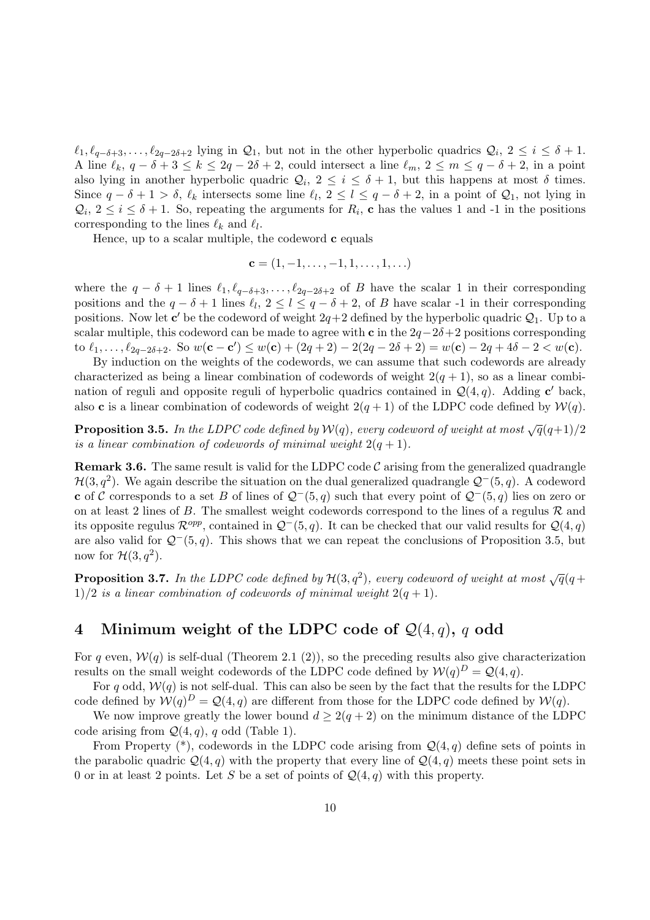$\ell_1, \ell_{q-\delta+3}, \ldots, \ell_{2q-2\delta+2}$ lying in $\mathcal{Q}_1$, but not in the other hyperbolic quadrics $\mathcal{Q}_i$, $2 \leq i \leq \delta+1$. A line $\ell_k$, $q-\delta+3 \leq k \leq 2q-2\delta+2$, could intersect a line $\ell_m$, $2 \leq m \leq q-\delta+2$, in a point also lying in another hyperbolic quadric $\mathcal{Q}_i$, $2 \leq i \leq \delta+1$, but this happens at most $\delta$ times. Since $q-\delta+1 > \delta$, $\ell_k$ intersects some line $\ell_l$, $2 \leq l \leq q-\delta+2$, in a point of $\mathcal{Q}_1$, not lying in $\mathcal{Q}_i$, $2 \leq i \leq \delta+1$. So, repeating the arguments for $R_i$, $\mathbf{c}$ has the values 1 and -1 in the positions corresponding to the lines $\ell_k$ and $\ell_l$.

Hence, up to a scalar multiple, the codeword $\mathbf{c}$ equals

$$\mathbf{c} = (1, -1, \ldots, -1, 1, \ldots, 1, \ldots)$$

where the $q-\delta+1$ lines $\ell_1, \ell_{q-\delta+3}, \ldots, \ell_{2q-2\delta+2}$ of $B$ have the scalar 1 in their corresponding positions and the $q-\delta+1$ lines $\ell_l$, $2 \leq l \leq q-\delta+2$, of $B$ have scalar -1 in their corresponding positions. Now let $\mathbf{c}'$ be the codeword of weight $2q+2$ defined by the hyperbolic quadric $\mathcal{Q}_1$. Up to a scalar multiple, this codeword can be made to agree with $\mathbf{c}$ in the $2q-2\delta+2$ positions corresponding to $\ell_1, \ldots, \ell_{2q-2\delta+2}$. So $w(\mathbf{c}-\mathbf{c}') \leq w(\mathbf{c}) + (2q+2) - 2(2q-2\delta+2) = w(\mathbf{c}) - 2q + 4\delta - 2 < w(\mathbf{c})$.

By induction on the weights of the codewords, we can assume that such codewords are already characterized as being a linear combination of codewords of weight $2(q+1)$, so as a linear combination of reguli and opposite reguli of hyperbolic quadrics contained in $\mathcal{Q}(4,q)$. Adding $\mathbf{c}'$ back, also $\mathbf{c}$ is a linear combination of codewords of weight $2(q+1)$ of the LDPC code defined by $\mathcal{W}(q)$.

**Proposition 3.5.** *In the LDPC code defined by $\mathcal{W}(q)$, every codeword of weight at most $\sqrt{q}(q+1)/2$ is a linear combination of codewords of minimal weight $2(q+1)$.*

**Remark 3.6.** The same result is valid for the LDPC code $\mathcal{C}$ arising from the generalized quadrangle $\mathcal{H}(3,q^2)$. We again describe the situation on the dual generalized quadrangle $\mathcal{Q}^-(5,q)$. A codeword $\mathbf{c}$ of $\mathcal{C}$ corresponds to a set $B$ of lines of $\mathcal{Q}^-(5,q)$ such that every point of $\mathcal{Q}^-(5,q)$ lies on zero or on at least 2 lines of $B$. The smallest weight codewords correspond to the lines of a regulus $\mathcal{R}$ and its opposite regulus $\mathcal{R}^{opp}$, contained in $\mathcal{Q}^-(5,q)$. It can be checked that our valid results for $\mathcal{Q}(4,q)$ are also valid for $\mathcal{Q}^-(5,q)$. This shows that we can repeat the conclusions of Proposition 3.5, but now for $\mathcal{H}(3,q^2)$.

**Proposition 3.7.** *In the LDPC code defined by $\mathcal{H}(3,q^2)$, every codeword of weight at most $\sqrt{q}(q+1)/2$ is a linear combination of codewords of minimal weight $2(q+1)$.*

## 4 Minimum weight of the LDPC code of $\mathcal{Q}(4,q)$, $q$ odd

For $q$ even, $\mathcal{W}(q)$ is self-dual (Theorem 2.1 (2)), so the preceding results also give characterization results on the small weight codewords of the LDPC code defined by $\mathcal{W}(q)^D = \mathcal{Q}(4,q)$.

For $q$ odd, $\mathcal{W}(q)$ is not self-dual. This can also be seen by the fact that the results for the LDPC code defined by $\mathcal{W}(q)^D = \mathcal{Q}(4,q)$ are different from those for the LDPC code defined by $\mathcal{W}(q)$.

We now improve greatly the lower bound $d \geq 2(q+2)$ on the minimum distance of the LDPC code arising from $\mathcal{Q}(4,q)$, $q$ odd (Table 1).

From Property (*), codewords in the LDPC code arising from $\mathcal{Q}(4,q)$ define sets of points in the parabolic quadric $\mathcal{Q}(4,q)$ with the property that every line of $\mathcal{Q}(4,q)$ meets these point sets in 0 or in at least 2 points. Let $S$ be a set of points of $\mathcal{Q}(4,q)$ with this property.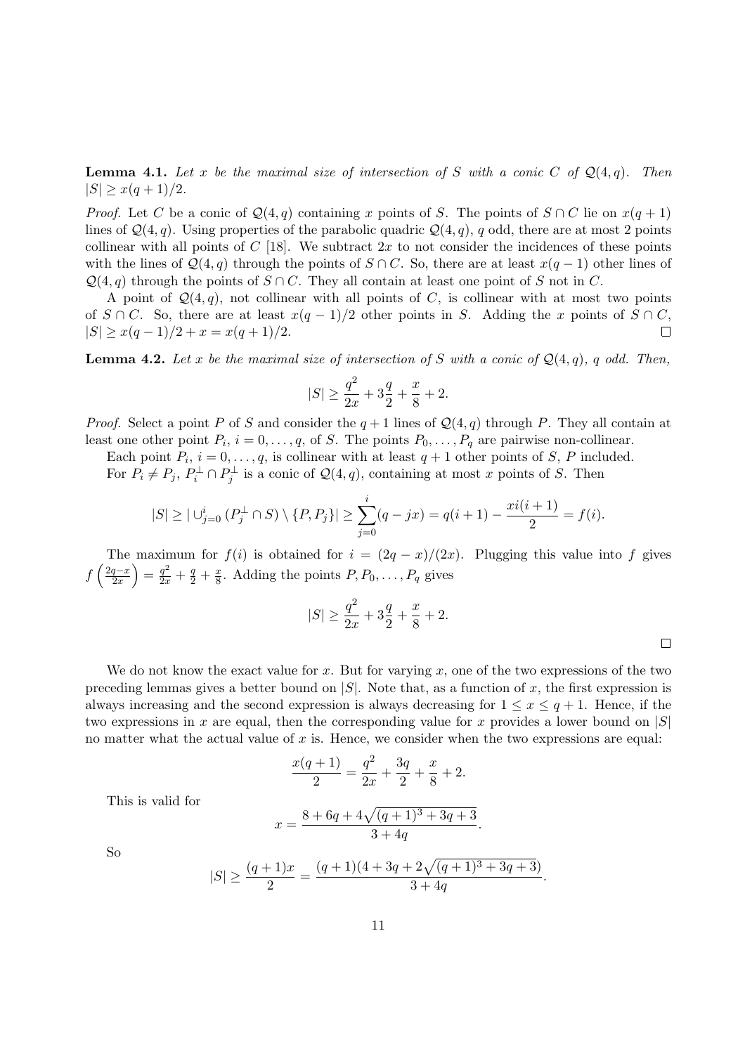**Lemma 4.1.** *Let $x$ be the maximal size of intersection of $S$ with a conic $C$ of $\mathcal{Q}(4,q)$. Then $|S| \geq x(q+1)/2$.*

*Proof.* Let $C$ be a conic of $\mathcal{Q}(4,q)$ containing $x$ points of $S$. The points of $S \cap C$ lie on $x(q+1)$ lines of $\mathcal{Q}(4,q)$. Using properties of the parabolic quadric $\mathcal{Q}(4,q)$, $q$ odd, there are at most 2 points collinear with all points of $C$ [18]. We subtract $2x$ to not consider the incidences of these points with the lines of $\mathcal{Q}(4,q)$ through the points of $S \cap C$. So, there are at least $x(q-1)$ other lines of $\mathcal{Q}(4,q)$ through the points of $S \cap C$. They all contain at least one point of $S$ not in $C$.

A point of $\mathcal{Q}(4,q)$, not collinear with all points of $C$, is collinear with at most two points of $S \cap C$. So, there are at least $x(q-1)/2$ other points in $S$. Adding the $x$ points of $S \cap C$, $|S| \geq x(q-1)/2 + x = x(q+1)/2$. $\square$

**Lemma 4.2.** *Let $x$ be the maximal size of intersection of $S$ with a conic of $\mathcal{Q}(4,q)$, $q$ odd. Then,*

$$|S| \geq \frac{q^2}{2x} + 3\frac{q}{2} + \frac{x}{8} + 2.$$

*Proof.* Select a point $P$ of $S$ and consider the $q+1$ lines of $\mathcal{Q}(4,q)$ through $P$. They all contain at least one other point $P_i$, $i = 0, \ldots, q$, of $S$. The points $P_0, \ldots, P_q$ are pairwise non-collinear.

Each point $P_i$, $i = 0, \ldots, q$, is collinear with at least $q+1$ other points of $S$, $P$ included.

For $P_i \neq P_j$, $P_i^\perp \cap P_j^\perp$ is a conic of $\mathcal{Q}(4,q)$, containing at most $x$ points of $S$. Then

$$|S| \geq |\cup_{j=0}^{i} (P_j^\perp \cap S) \setminus \{P, P_j\}| \geq \sum_{j=0}^{i} (q - jx) = q(i+1) - \frac{xi(i+1)}{2} = f(i).$$

The maximum for $f(i)$ is obtained for $i = (2q-x)/(2x)$. Plugging this value into $f$ gives $f\left(\frac{2q-x}{2x}\right) = \frac{q^2}{2x} + \frac{q}{2} + \frac{x}{8}$. Adding the points $P, P_0, \ldots, P_q$ gives

$$|S| \geq \frac{q^2}{2x} + 3\frac{q}{2} + \frac{x}{8} + 2.$$

$\square$

We do not know the exact value for $x$. But for varying $x$, one of the two expressions of the two preceding lemmas gives a better bound on $|S|$. Note that, as a function of $x$, the first expression is always increasing and the second expression is always decreasing for $1 \leq x \leq q+1$. Hence, if the two expressions in $x$ are equal, then the corresponding value for $x$ provides a lower bound on $|S|$ no matter what the actual value of $x$ is. Hence, we consider when the two expressions are equal:

$$\frac{x(q+1)}{2} = \frac{q^2}{2x} + \frac{3q}{2} + \frac{x}{8} + 2.$$

This is valid for

$$x = \frac{8 + 6q + 4\sqrt{(q+1)^3 + 3q + 3}}{3 + 4q}.$$

So

$$|S| \geq \frac{(q+1)x}{2} = \frac{(q+1)(4 + 3q + 2\sqrt{(q+1)^3 + 3q + 3})}{3 + 4q}.$$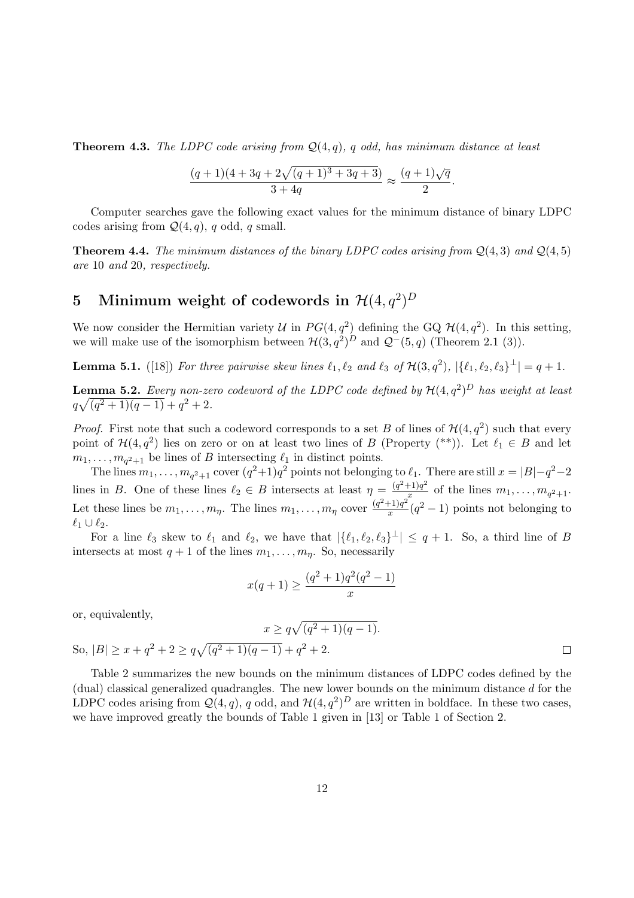**Theorem 4.3.** *The LDPC code arising from $\mathcal{Q}(4,q)$, $q$ odd, has minimum distance at least*

$$\frac{(q+1)(4+3q+2\sqrt{(q+1)^3+3q+3})}{3+4q} \approx \frac{(q+1)\sqrt{q}}{2}.$$

Computer searches gave the following exact values for the minimum distance of binary LDPC codes arising from $\mathcal{Q}(4,q)$, $q$ odd, $q$ small.

**Theorem 4.4.** *The minimum distances of the binary LDPC codes arising from $\mathcal{Q}(4,3)$ and $\mathcal{Q}(4,5)$ are 10 and 20, respectively.*

# 5 Minimum weight of codewords in $\mathcal{H}(4,q^2)^D$

We now consider the Hermitian variety $\mathcal{U}$ in $PG(4,q^2)$ defining the GQ $\mathcal{H}(4,q^2)$. In this setting, we will make use of the isomorphism between $\mathcal{H}(3,q^2)^D$ and $\mathcal{Q}^-(5,q)$ (Theorem 2.1 (3)).

**Lemma 5.1.** ([18]) *For three pairwise skew lines $\ell_1, \ell_2$ and $\ell_3$ of $\mathcal{H}(3,q^2)$, $|\{\ell_1,\ell_2,\ell_3\}^\perp| = q+1$.*

**Lemma 5.2.** *Every non-zero codeword of the LDPC code defined by $\mathcal{H}(4,q^2)^D$ has weight at least $q\sqrt{(q^2+1)(q-1)}+q^2+2$.*

*Proof.* First note that such a codeword corresponds to a set $B$ of lines of $\mathcal{H}(4,q^2)$ such that every point of $\mathcal{H}(4,q^2)$ lies on zero or on at least two lines of $B$ (Property (\*\*)). Let $\ell_1 \in B$ and let $m_1,\ldots,m_{q^2+1}$ be lines of $B$ intersecting $\ell_1$ in distinct points.

The lines $m_1,\ldots,m_{q^2+1}$ cover $(q^2+1)q^2$ points not belonging to $\ell_1$. There are still $x = |B|-q^2-2$ lines in $B$. One of these lines $\ell_2 \in B$ intersects at least $\eta = \frac{(q^2+1)q^2}{x}$ of the lines $m_1,\ldots,m_{q^2+1}$. Let these lines be $m_1,\ldots,m_\eta$. The lines $m_1,\ldots,m_\eta$ cover $\frac{(q^2+1)q^2}{x}(q^2-1)$ points not belonging to $\ell_1 \cup \ell_2$.

For a line $\ell_3$ skew to $\ell_1$ and $\ell_2$, we have that $|\{\ell_1,\ell_2,\ell_3\}^\perp| \leq q+1$. So, a third line of $B$ intersects at most $q+1$ of the lines $m_1,\ldots,m_\eta$. So, necessarily

$$x(q+1) \geq \frac{(q^2+1)q^2(q^2-1)}{x}$$

or, equivalently,

$$x \geq q\sqrt{(q^2+1)(q-1)}.$$

So, $|B| \geq x+q^2+2 \geq q\sqrt{(q^2+1)(q-1)}+q^2+2$. $\square$

Table 2 summarizes the new bounds on the minimum distances of LDPC codes defined by the (dual) classical generalized quadrangles. The new lower bounds on the minimum distance $d$ for the LDPC codes arising from $\mathcal{Q}(4,q)$, $q$ odd, and $\mathcal{H}(4,q^2)^D$ are written in boldface. In these two cases, we have improved greatly the bounds of Table 1 given in [13] or Table 1 of Section 2.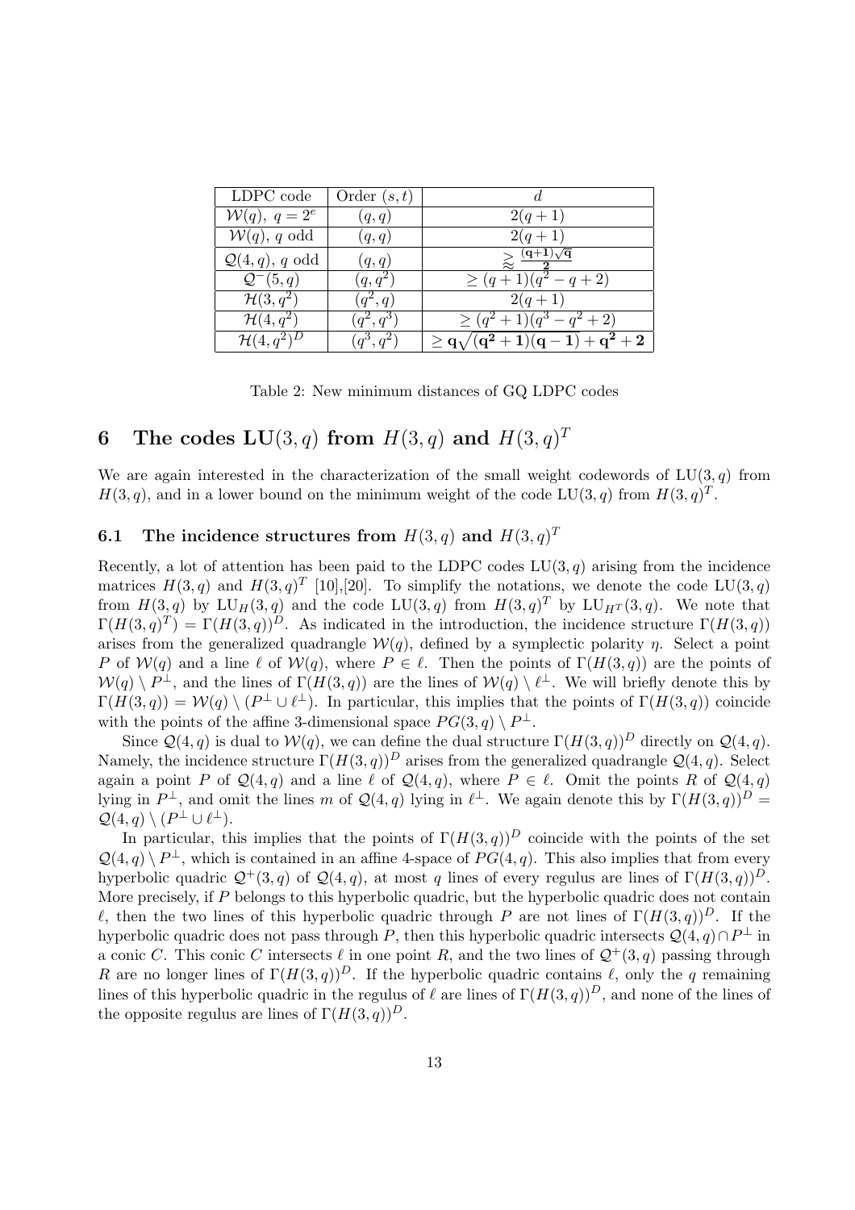| LDPC code | Order $(s,t)$ | $d$ |
|---|---|---|
| $\mathcal{W}(q),\ q=2^e$ | $(q,q)$ | $2(q+1)$ |
| $\mathcal{W}(q)$, $q$ odd | $(q,q)$ | $2(q+1)$ |
| $\mathcal{Q}(4,q)$, $q$ odd | $(q,q)$ | $\gtrapprox \frac{(\mathbf{q+1})\sqrt{\mathbf{q}}}{\mathbf{2}}$ |
| $\mathcal{Q}^-(5,q)$ | $(q,q^2)$ | $\geq (q+1)(q^2-q+2)$ |
| $\mathcal{H}(3,q^2)$ | $(q^2,q)$ | $2(q+1)$ |
| $\mathcal{H}(4,q^2)$ | $(q^2,q^3)$ | $\geq (q^2+1)(q^3-q^2+2)$ |
| $\mathcal{H}(4,q^2)^D$ | $(q^3,q^2)$ | $\geq \mathbf{q}\sqrt{(\mathbf{q^2+1})(\mathbf{q-1})}+\mathbf{q^2+2}$ |

Table 2: New minimum distances of GQ LDPC codes

# 6 The codes LU$(3,q)$ from $H(3,q)$ and $H(3,q)^T$

We are again interested in the characterization of the small weight codewords of LU$(3,q)$ from $H(3,q)$, and in a lower bound on the minimum weight of the code LU$(3,q)$ from $H(3,q)^T$.

## 6.1 The incidence structures from $H(3,q)$ and $H(3,q)^T$

Recently, a lot of attention has been paid to the LDPC codes LU$(3,q)$ arising from the incidence matrices $H(3,q)$ and $H(3,q)^T$ [10],[20]. To simplify the notations, we denote the code LU$(3,q)$ from $H(3,q)$ by $\mathrm{LU}_H(3,q)$ and the code LU$(3,q)$ from $H(3,q)^T$ by $\mathrm{LU}_{H^T}(3,q)$. We note that $\Gamma(H(3,q)^T)=\Gamma(H(3,q))^D$. As indicated in the introduction, the incidence structure $\Gamma(H(3,q))$ arises from the generalized quadrangle $\mathcal{W}(q)$, defined by a symplectic polarity $\eta$. Select a point $P$ of $\mathcal{W}(q)$ and a line $\ell$ of $\mathcal{W}(q)$, where $P\in\ell$. Then the points of $\Gamma(H(3,q))$ are the points of $\mathcal{W}(q)\setminus P^\perp$, and the lines of $\Gamma(H(3,q))$ are the lines of $\mathcal{W}(q)\setminus \ell^\perp$. We will briefly denote this by $\Gamma(H(3,q))=\mathcal{W}(q)\setminus(P^\perp\cup\ell^\perp)$. In particular, this implies that the points of $\Gamma(H(3,q))$ coincide with the points of the affine 3-dimensional space $PG(3,q)\setminus P^\perp$.

Since $\mathcal{Q}(4,q)$ is dual to $\mathcal{W}(q)$, we can define the dual structure $\Gamma(H(3,q))^D$ directly on $\mathcal{Q}(4,q)$. Namely, the incidence structure $\Gamma(H(3,q))^D$ arises from the generalized quadrangle $\mathcal{Q}(4,q)$. Select again a point $P$ of $\mathcal{Q}(4,q)$ and a line $\ell$ of $\mathcal{Q}(4,q)$, where $P\in\ell$. Omit the points $R$ of $\mathcal{Q}(4,q)$ lying in $P^\perp$, and omit the lines $m$ of $\mathcal{Q}(4,q)$ lying in $\ell^\perp$. We again denote this by $\Gamma(H(3,q))^D=\mathcal{Q}(4,q)\setminus(P^\perp\cup\ell^\perp)$.

In particular, this implies that the points of $\Gamma(H(3,q))^D$ coincide with the points of the set $\mathcal{Q}(4,q)\setminus P^\perp$, which is contained in an affine 4-space of $PG(4,q)$. This also implies that from every hyperbolic quadric $\mathcal{Q}^+(3,q)$ of $\mathcal{Q}(4,q)$, at most $q$ lines of every regulus are lines of $\Gamma(H(3,q))^D$. More precisely, if $P$ belongs to this hyperbolic quadric, but the hyperbolic quadric does not contain $\ell$, then the two lines of this hyperbolic quadric through $P$ are not lines of $\Gamma(H(3,q))^D$. If the hyperbolic quadric does not pass through $P$, then this hyperbolic quadric intersects $\mathcal{Q}(4,q)\cap P^\perp$ in a conic $C$. This conic $C$ intersects $\ell$ in one point $R$, and the two lines of $\mathcal{Q}^+(3,q)$ passing through $R$ are no longer lines of $\Gamma(H(3,q))^D$. If the hyperbolic quadric contains $\ell$, only the $q$ remaining lines of this hyperbolic quadric in the regulus of $\ell$ are lines of $\Gamma(H(3,q))^D$, and none of the lines of the opposite regulus are lines of $\Gamma(H(3,q))^D$.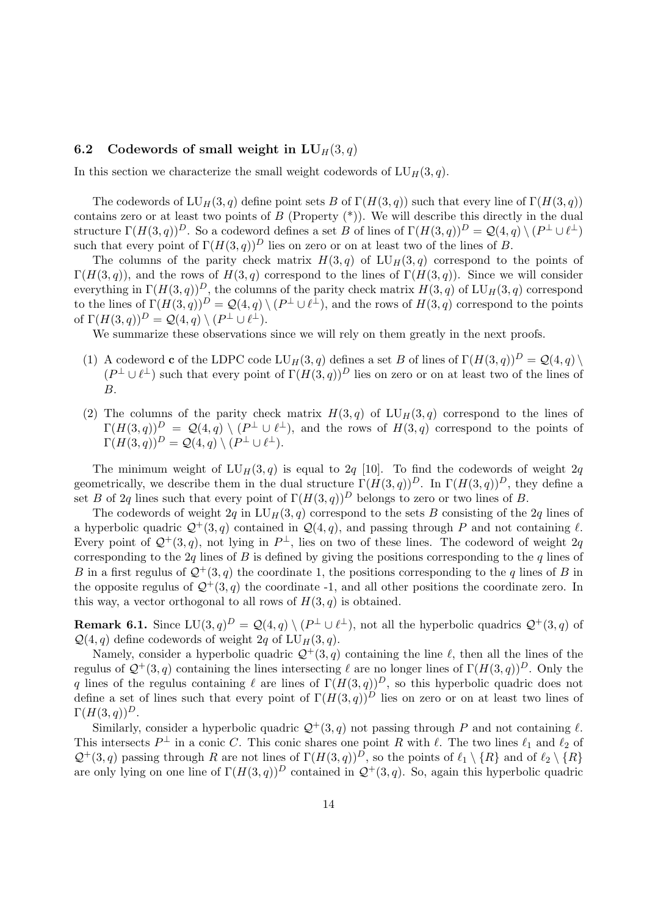### 6.2 Codewords of small weight in $\mathrm{LU}_H(3,q)$

In this section we characterize the small weight codewords of $\mathrm{LU}_H(3,q)$.

The codewords of $\mathrm{LU}_H(3,q)$ define point sets $B$ of $\Gamma(H(3,q))$ such that every line of $\Gamma(H(3,q))$ contains zero or at least two points of $B$ (Property (*)). We will describe this directly in the dual structure $\Gamma(H(3,q))^D$. So a codeword defines a set $B$ of lines of $\Gamma(H(3,q))^D = \mathcal{Q}(4,q) \setminus (P^\perp \cup \ell^\perp)$ such that every point of $\Gamma(H(3,q))^D$ lies on zero or on at least two of the lines of $B$.

The columns of the parity check matrix $H(3,q)$ of $\mathrm{LU}_H(3,q)$ correspond to the points of $\Gamma(H(3,q))$, and the rows of $H(3,q)$ correspond to the lines of $\Gamma(H(3,q))$. Since we will consider everything in $\Gamma(H(3,q))^D$, the columns of the parity check matrix $H(3,q)$ of $\mathrm{LU}_H(3,q)$ correspond to the lines of $\Gamma(H(3,q))^D = \mathcal{Q}(4,q) \setminus (P^\perp \cup \ell^\perp)$, and the rows of $H(3,q)$ correspond to the points of $\Gamma(H(3,q))^D = \mathcal{Q}(4,q) \setminus (P^\perp \cup \ell^\perp)$.

We summarize these observations since we will rely on them greatly in the next proofs.

(1) A codeword $\mathbf{c}$ of the LDPC code $\mathrm{LU}_H(3,q)$ defines a set $B$ of lines of $\Gamma(H(3,q))^D = \mathcal{Q}(4,q) \setminus (P^\perp \cup \ell^\perp)$ such that every point of $\Gamma(H(3,q))^D$ lies on zero or on at least two of the lines of $B$.

(2) The columns of the parity check matrix $H(3,q)$ of $\mathrm{LU}_H(3,q)$ correspond to the lines of $\Gamma(H(3,q))^D = \mathcal{Q}(4,q) \setminus (P^\perp \cup \ell^\perp)$, and the rows of $H(3,q)$ correspond to the points of $\Gamma(H(3,q))^D = \mathcal{Q}(4,q) \setminus (P^\perp \cup \ell^\perp)$.

The minimum weight of $\mathrm{LU}_H(3,q)$ is equal to $2q$ [10]. To find the codewords of weight $2q$ geometrically, we describe them in the dual structure $\Gamma(H(3,q))^D$. In $\Gamma(H(3,q))^D$, they define a set $B$ of $2q$ lines such that every point of $\Gamma(H(3,q))^D$ belongs to zero or two lines of $B$.

The codewords of weight $2q$ in $\mathrm{LU}_H(3,q)$ correspond to the sets $B$ consisting of the $2q$ lines of a hyperbolic quadric $\mathcal{Q}^+(3,q)$ contained in $\mathcal{Q}(4,q)$, and passing through $P$ and not containing $\ell$. Every point of $\mathcal{Q}^+(3,q)$, not lying in $P^\perp$, lies on two of these lines. The codeword of weight $2q$ corresponding to the $2q$ lines of $B$ is defined by giving the positions corresponding to the $q$ lines of $B$ in a first regulus of $\mathcal{Q}^+(3,q)$ the coordinate 1, the positions corresponding to the $q$ lines of $B$ in the opposite regulus of $\mathcal{Q}^+(3,q)$ the coordinate -1, and all other positions the coordinate zero. In this way, a vector orthogonal to all rows of $H(3,q)$ is obtained.

**Remark 6.1.** Since $\mathrm{LU}(3,q)^D = \mathcal{Q}(4,q) \setminus (P^\perp \cup \ell^\perp)$, not all the hyperbolic quadrics $\mathcal{Q}^+(3,q)$ of $\mathcal{Q}(4,q)$ define codewords of weight $2q$ of $\mathrm{LU}_H(3,q)$.

Namely, consider a hyperbolic quadric $\mathcal{Q}^+(3,q)$ containing the line $\ell$, then all the lines of the regulus of $\mathcal{Q}^+(3,q)$ containing the lines intersecting $\ell$ are no longer lines of $\Gamma(H(3,q))^D$. Only the $q$ lines of the regulus containing $\ell$ are lines of $\Gamma(H(3,q))^D$, so this hyperbolic quadric does not define a set of lines such that every point of $\Gamma(H(3,q))^D$ lies on zero or on at least two lines of $\Gamma(H(3,q))^D$.

Similarly, consider a hyperbolic quadric $\mathcal{Q}^+(3,q)$ not passing through $P$ and not containing $\ell$. This intersects $P^\perp$ in a conic $C$. This conic shares one point $R$ with $\ell$. The two lines $\ell_1$ and $\ell_2$ of $\mathcal{Q}^+(3,q)$ passing through $R$ are not lines of $\Gamma(H(3,q))^D$, so the points of $\ell_1 \setminus \{R\}$ and of $\ell_2 \setminus \{R\}$ are only lying on one line of $\Gamma(H(3,q))^D$ contained in $\mathcal{Q}^+(3,q)$. So, again this hyperbolic quadric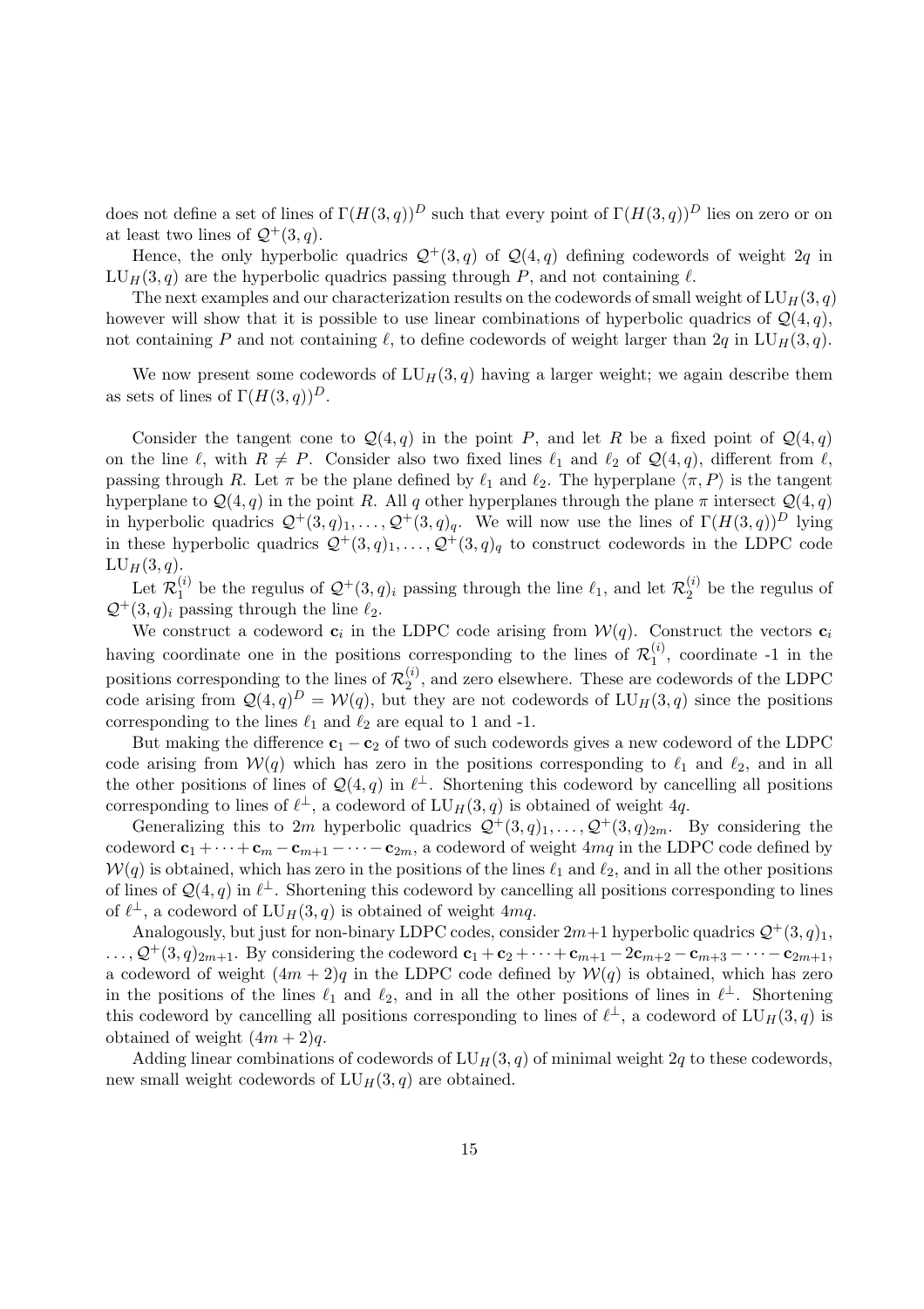does not define a set of lines of $\Gamma(H(3,q))^D$ such that every point of $\Gamma(H(3,q))^D$ lies on zero or on at least two lines of $\mathcal{Q}^+(3,q)$.

Hence, the only hyperbolic quadrics $\mathcal{Q}^+(3,q)$ of $\mathcal{Q}(4,q)$ defining codewords of weight $2q$ in $\mathrm{LU}_H(3,q)$ are the hyperbolic quadrics passing through $P$, and not containing $\ell$.

The next examples and our characterization results on the codewords of small weight of $\mathrm{LU}_H(3,q)$ however will show that it is possible to use linear combinations of hyperbolic quadrics of $\mathcal{Q}(4,q)$, not containing $P$ and not containing $\ell$, to define codewords of weight larger than $2q$ in $\mathrm{LU}_H(3,q)$.

We now present some codewords of $\mathrm{LU}_H(3,q)$ having a larger weight; we again describe them as sets of lines of $\Gamma(H(3,q))^D$.

Consider the tangent cone to $\mathcal{Q}(4,q)$ in the point $P$, and let $R$ be a fixed point of $\mathcal{Q}(4,q)$ on the line $\ell$, with $R \neq P$. Consider also two fixed lines $\ell_1$ and $\ell_2$ of $\mathcal{Q}(4,q)$, different from $\ell$, passing through $R$. Let $\pi$ be the plane defined by $\ell_1$ and $\ell_2$. The hyperplane $\langle \pi, P\rangle$ is the tangent hyperplane to $\mathcal{Q}(4,q)$ in the point $R$. All $q$ other hyperplanes through the plane $\pi$ intersect $\mathcal{Q}(4,q)$ in hyperbolic quadrics $\mathcal{Q}^+(3,q)_1,\ldots,\mathcal{Q}^+(3,q)_q$. We will now use the lines of $\Gamma(H(3,q))^D$ lying in these hyperbolic quadrics $\mathcal{Q}^+(3,q)_1,\ldots,\mathcal{Q}^+(3,q)_q$ to construct codewords in the LDPC code $\mathrm{LU}_H(3,q)$.

Let $\mathcal{R}_1^{(i)}$ be the regulus of $\mathcal{Q}^+(3,q)_i$ passing through the line $\ell_1$, and let $\mathcal{R}_2^{(i)}$ be the regulus of $\mathcal{Q}^+(3,q)_i$ passing through the line $\ell_2$.

We construct a codeword $\mathbf{c}_i$ in the LDPC code arising from $\mathcal{W}(q)$. Construct the vectors $\mathbf{c}_i$ having coordinate one in the positions corresponding to the lines of $\mathcal{R}_1^{(i)}$, coordinate -1 in the positions corresponding to the lines of $\mathcal{R}_2^{(i)}$, and zero elsewhere. These are codewords of the LDPC code arising from $\mathcal{Q}(4,q)^D = \mathcal{W}(q)$, but they are not codewords of $\mathrm{LU}_H(3,q)$ since the positions corresponding to the lines $\ell_1$ and $\ell_2$ are equal to 1 and -1.

But making the difference $\mathbf{c}_1 - \mathbf{c}_2$ of two of such codewords gives a new codeword of the LDPC code arising from $\mathcal{W}(q)$ which has zero in the positions corresponding to $\ell_1$ and $\ell_2$, and in all the other positions of lines of $\mathcal{Q}(4,q)$ in $\ell^\perp$. Shortening this codeword by cancelling all positions corresponding to lines of $\ell^\perp$, a codeword of $\mathrm{LU}_H(3,q)$ is obtained of weight $4q$.

Generalizing this to $2m$ hyperbolic quadrics $\mathcal{Q}^+(3,q)_1,\ldots,\mathcal{Q}^+(3,q)_{2m}$. By considering the codeword $\mathbf{c}_1+\cdots+\mathbf{c}_m-\mathbf{c}_{m+1}-\cdots-\mathbf{c}_{2m}$, a codeword of weight $4mq$ in the LDPC code defined by $\mathcal{W}(q)$ is obtained, which has zero in the positions of the lines $\ell_1$ and $\ell_2$, and in all the other positions of lines of $\mathcal{Q}(4,q)$ in $\ell^\perp$. Shortening this codeword by cancelling all positions corresponding to lines of $\ell^\perp$, a codeword of $\mathrm{LU}_H(3,q)$ is obtained of weight $4mq$.

Analogously, but just for non-binary LDPC codes, consider $2m+1$ hyperbolic quadrics $\mathcal{Q}^+(3,q)_1$, $\ldots,\mathcal{Q}^+(3,q)_{2m+1}$. By considering the codeword $\mathbf{c}_1+\mathbf{c}_2+\cdots+\mathbf{c}_{m+1}-2\mathbf{c}_{m+2}-\mathbf{c}_{m+3}-\cdots-\mathbf{c}_{2m+1}$, a codeword of weight $(4m+2)q$ in the LDPC code defined by $\mathcal{W}(q)$ is obtained, which has zero in the positions of the lines $\ell_1$ and $\ell_2$, and in all the other positions of lines in $\ell^\perp$. Shortening this codeword by cancelling all positions corresponding to lines of $\ell^\perp$, a codeword of $\mathrm{LU}_H(3,q)$ is obtained of weight $(4m+2)q$.

Adding linear combinations of codewords of $\mathrm{LU}_H(3,q)$ of minimal weight $2q$ to these codewords, new small weight codewords of $\mathrm{LU}_H(3,q)$ are obtained.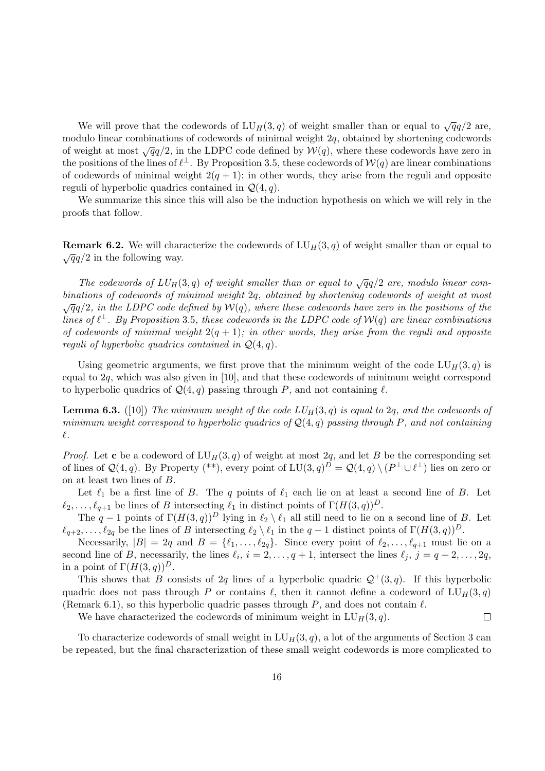We will prove that the codewords of $\mathrm{LU}_H(3,q)$ of weight smaller than or equal to $\sqrt{q}q/2$ are, modulo linear combinations of codewords of minimal weight $2q$, obtained by shortening codewords of weight at most $\sqrt{q}q/2$, in the LDPC code defined by $\mathcal{W}(q)$, where these codewords have zero in the positions of the lines of $\ell^\perp$. By Proposition 3.5, these codewords of $\mathcal{W}(q)$ are linear combinations of codewords of minimal weight $2(q+1)$; in other words, they arise from the reguli and opposite reguli of hyperbolic quadrics contained in $\mathcal{Q}(4,q)$.

We summarize this since this will also be the induction hypothesis on which we will rely in the proofs that follow.

**Remark 6.2.** We will characterize the codewords of $\mathrm{LU}_H(3,q)$ of weight smaller than or equal to $\sqrt{q}q/2$ in the following way.

*The codewords of $LU_H(3,q)$ of weight smaller than or equal to $\sqrt{q}q/2$ are, modulo linear combinations of codewords of minimal weight $2q$, obtained by shortening codewords of weight at most $\sqrt{q}q/2$, in the LDPC code defined by $\mathcal{W}(q)$, where these codewords have zero in the positions of the lines of $\ell^\perp$. By Proposition 3.5, these codewords in the LDPC code of $\mathcal{W}(q)$ are linear combinations of codewords of minimal weight $2(q+1)$; in other words, they arise from the reguli and opposite reguli of hyperbolic quadrics contained in $\mathcal{Q}(4,q)$.*

Using geometric arguments, we first prove that the minimum weight of the code $\mathrm{LU}_H(3,q)$ is equal to $2q$, which was also given in [10], and that these codewords of minimum weight correspond to hyperbolic quadrics of $\mathcal{Q}(4,q)$ passing through $P$, and not containing $\ell$.

**Lemma 6.3.** ([10]) *The minimum weight of the code $LU_H(3,q)$ is equal to $2q$, and the codewords of minimum weight correspond to hyperbolic quadrics of $\mathcal{Q}(4,q)$ passing through $P$, and not containing $\ell$.*

*Proof.* Let $\mathbf{c}$ be a codeword of $\mathrm{LU}_H(3,q)$ of weight at most $2q$, and let $B$ be the corresponding set of lines of $\mathcal{Q}(4,q)$. By Property (**), every point of $\mathrm{LU}(3,q)^D = \mathcal{Q}(4,q) \setminus (P^\perp \cup \ell^\perp)$ lies on zero or on at least two lines of $B$.

Let $\ell_1$ be a first line of $B$. The $q$ points of $\ell_1$ each lie on at least a second line of $B$. Let $\ell_2, \ldots, \ell_{q+1}$ be lines of $B$ intersecting $\ell_1$ in distinct points of $\Gamma(H(3,q))^D$.

The $q-1$ points of $\Gamma(H(3,q))^D$ lying in $\ell_2 \setminus \ell_1$ all still need to lie on a second line of $B$. Let $\ell_{q+2}, \ldots, \ell_{2q}$ be the lines of $B$ intersecting $\ell_2 \setminus \ell_1$ in the $q-1$ distinct points of $\Gamma(H(3,q))^D$.

Necessarily, $|B| = 2q$ and $B = \{\ell_1, \ldots, \ell_{2q}\}$. Since every point of $\ell_2, \ldots, \ell_{q+1}$ must lie on a second line of $B$, necessarily, the lines $\ell_i$, $i = 2, \ldots, q+1$, intersect the lines $\ell_j$, $j = q+2, \ldots, 2q$, in a point of $\Gamma(H(3,q))^D$.

This shows that $B$ consists of $2q$ lines of a hyperbolic quadric $\mathcal{Q}^+(3,q)$. If this hyperbolic quadric does not pass through $P$ or contains $\ell$, then it cannot define a codeword of $\mathrm{LU}_H(3,q)$ (Remark 6.1), so this hyperbolic quadric passes through $P$, and does not contain $\ell$.

We have characterized the codewords of minimum weight in $\mathrm{LU}_H(3,q)$. $\square$

To characterize codewords of small weight in $\mathrm{LU}_H(3,q)$, a lot of the arguments of Section 3 can be repeated, but the final characterization of these small weight codewords is more complicated to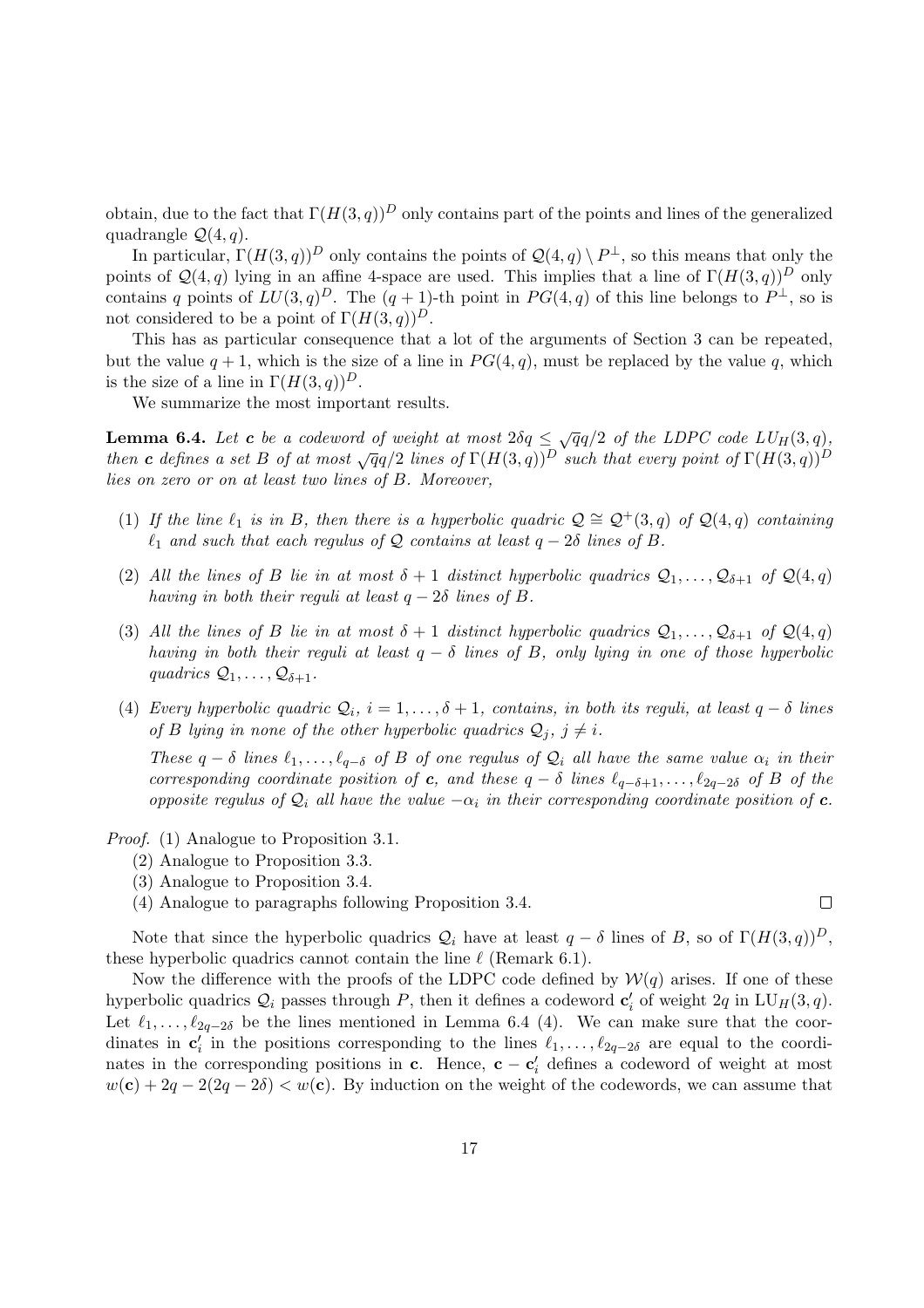obtain, due to the fact that $\Gamma(H(3,q))^D$ only contains part of the points and lines of the generalized quadrangle $\mathcal{Q}(4,q)$.

In particular, $\Gamma(H(3,q))^D$ only contains the points of $\mathcal{Q}(4,q) \setminus P^\perp$, so this means that only the points of $\mathcal{Q}(4,q)$ lying in an affine 4-space are used. This implies that a line of $\Gamma(H(3,q))^D$ only contains $q$ points of $LU(3,q)^D$. The $(q+1)$-th point in $PG(4,q)$ of this line belongs to $P^\perp$, so is not considered to be a point of $\Gamma(H(3,q))^D$.

This has as particular consequence that a lot of the arguments of Section 3 can be repeated, but the value $q+1$, which is the size of a line in $PG(4,q)$, must be replaced by the value $q$, which is the size of a line in $\Gamma(H(3,q))^D$.

We summarize the most important results.

**Lemma 6.4.** *Let $\mathbf{c}$ be a codeword of weight at most $2\delta q \leq \sqrt{q}q/2$ of the LDPC code $LU_H(3,q)$, then $\mathbf{c}$ defines a set $B$ of at most $\sqrt{q}q/2$ lines of $\Gamma(H(3,q))^D$ such that every point of $\Gamma(H(3,q))^D$ lies on zero or on at least two lines of $B$. Moreover,*

1. *If the line $\ell_1$ is in $B$, then there is a hyperbolic quadric $\mathcal{Q} \cong \mathcal{Q}^+(3,q)$ of $\mathcal{Q}(4,q)$ containing $\ell_1$ and such that each regulus of $\mathcal{Q}$ contains at least $q-2\delta$ lines of $B$.*
2. *All the lines of $B$ lie in at most $\delta+1$ distinct hyperbolic quadrics $\mathcal{Q}_1, \ldots, \mathcal{Q}_{\delta+1}$ of $\mathcal{Q}(4,q)$ having in both their reguli at least $q-2\delta$ lines of $B$.*
3. *All the lines of $B$ lie in at most $\delta+1$ distinct hyperbolic quadrics $\mathcal{Q}_1, \ldots, \mathcal{Q}_{\delta+1}$ of $\mathcal{Q}(4,q)$ having in both their reguli at least $q-\delta$ lines of $B$, only lying in one of those hyperbolic quadrics $\mathcal{Q}_1, \ldots, \mathcal{Q}_{\delta+1}$.*
4. *Every hyperbolic quadric $\mathcal{Q}_i$, $i = 1, \ldots, \delta+1$, contains, in both its reguli, at least $q-\delta$ lines of $B$ lying in none of the other hyperbolic quadrics $\mathcal{Q}_j$, $j \neq i$.*

   *These $q-\delta$ lines $\ell_1, \ldots, \ell_{q-\delta}$ of $B$ of one regulus of $\mathcal{Q}_i$ all have the same value $\alpha_i$ in their corresponding coordinate position of $\mathbf{c}$, and these $q-\delta$ lines $\ell_{q-\delta+1}, \ldots, \ell_{2q-2\delta}$ of $B$ of the opposite regulus of $\mathcal{Q}_i$ all have the value $-\alpha_i$ in their corresponding coordinate position of $\mathbf{c}$.*

*Proof.* (1) Analogue to Proposition 3.1.

(2) Analogue to Proposition 3.3.

(3) Analogue to Proposition 3.4.

(4) Analogue to paragraphs following Proposition 3.4. □

Note that since the hyperbolic quadrics $\mathcal{Q}_i$ have at least $q-\delta$ lines of $B$, so of $\Gamma(H(3,q))^D$, these hyperbolic quadrics cannot contain the line $\ell$ (Remark 6.1).

Now the difference with the proofs of the LDPC code defined by $\mathcal{W}(q)$ arises. If one of these hyperbolic quadrics $\mathcal{Q}_i$ passes through $P$, then it defines a codeword $\mathbf{c}'_i$ of weight $2q$ in $\mathrm{LU}_H(3,q)$. Let $\ell_1, \ldots, \ell_{2q-2\delta}$ be the lines mentioned in Lemma 6.4 (4). We can make sure that the coordinates in $\mathbf{c}'_i$ in the positions corresponding to the lines $\ell_1, \ldots, \ell_{2q-2\delta}$ are equal to the coordinates in the corresponding positions in $\mathbf{c}$. Hence, $\mathbf{c} - \mathbf{c}'_i$ defines a codeword of weight at most $w(\mathbf{c}) + 2q - 2(2q-2\delta) < w(\mathbf{c})$. By induction on the weight of the codewords, we can assume that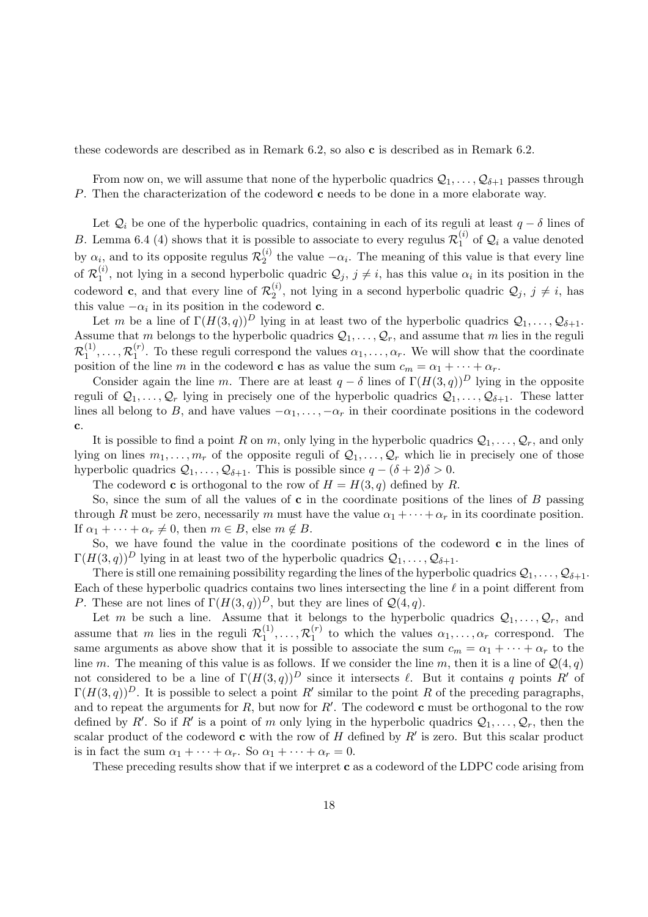these codewords are described as in Remark 6.2, so also **c** is described as in Remark 6.2.

From now on, we will assume that none of the hyperbolic quadrics $\mathcal{Q}_1, \ldots, \mathcal{Q}_{\delta+1}$ passes through $P$. Then the characterization of the codeword **c** needs to be done in a more elaborate way.

Let $\mathcal{Q}_i$ be one of the hyperbolic quadrics, containing in each of its reguli at least $q - \delta$ lines of $B$. Lemma 6.4 (4) shows that it is possible to associate to every regulus $\mathcal{R}_1^{(i)}$ of $\mathcal{Q}_i$ a value denoted by $\alpha_i$, and to its opposite regulus $\mathcal{R}_2^{(i)}$ the value $-\alpha_i$. The meaning of this value is that every line of $\mathcal{R}_1^{(i)}$, not lying in a second hyperbolic quadric $\mathcal{Q}_j$, $j \neq i$, has this value $\alpha_i$ in its position in the codeword **c**, and that every line of $\mathcal{R}_2^{(i)}$, not lying in a second hyperbolic quadric $\mathcal{Q}_j$, $j \neq i$, has this value $-\alpha_i$ in its position in the codeword **c**.

Let $m$ be a line of $\Gamma(H(3,q))^D$ lying in at least two of the hyperbolic quadrics $\mathcal{Q}_1, \ldots, \mathcal{Q}_{\delta+1}$. Assume that $m$ belongs to the hyperbolic quadrics $\mathcal{Q}_1, \ldots, \mathcal{Q}_r$, and assume that $m$ lies in the reguli $\mathcal{R}_1^{(1)}, \ldots, \mathcal{R}_1^{(r)}$. To these reguli correspond the values $\alpha_1, \ldots, \alpha_r$. We will show that the coordinate position of the line $m$ in the codeword **c** has as value the sum $c_m = \alpha_1 + \cdots + \alpha_r$.

Consider again the line $m$. There are at least $q - \delta$ lines of $\Gamma(H(3,q))^D$ lying in the opposite reguli of $\mathcal{Q}_1, \ldots, \mathcal{Q}_r$ lying in precisely one of the hyperbolic quadrics $\mathcal{Q}_1, \ldots, \mathcal{Q}_{\delta+1}$. These latter lines all belong to $B$, and have values $-\alpha_1, \ldots, -\alpha_r$ in their coordinate positions in the codeword **c**.

It is possible to find a point $R$ on $m$, only lying in the hyperbolic quadrics $\mathcal{Q}_1, \ldots, \mathcal{Q}_r$, and only lying on lines $m_1, \ldots, m_r$ of the opposite reguli of $\mathcal{Q}_1, \ldots, \mathcal{Q}_r$ which lie in precisely one of those hyperbolic quadrics $\mathcal{Q}_1, \ldots, \mathcal{Q}_{\delta+1}$. This is possible since $q - (\delta + 2)\delta > 0$.

The codeword **c** is orthogonal to the row of $H = H(3,q)$ defined by $R$.

So, since the sum of all the values of **c** in the coordinate positions of the lines of $B$ passing through $R$ must be zero, necessarily $m$ must have the value $\alpha_1 + \cdots + \alpha_r$ in its coordinate position. If $\alpha_1 + \cdots + \alpha_r \neq 0$, then $m \in B$, else $m \notin B$.

So, we have found the value in the coordinate positions of the codeword **c** in the lines of $\Gamma(H(3,q))^D$ lying in at least two of the hyperbolic quadrics $\mathcal{Q}_1, \ldots, \mathcal{Q}_{\delta+1}$.

There is still one remaining possibility regarding the lines of the hyperbolic quadrics $\mathcal{Q}_1, \ldots, \mathcal{Q}_{\delta+1}$. Each of these hyperbolic quadrics contains two lines intersecting the line $\ell$ in a point different from $P$. These are not lines of $\Gamma(H(3,q))^D$, but they are lines of $\mathcal{Q}(4,q)$.

Let $m$ be such a line. Assume that it belongs to the hyperbolic quadrics $\mathcal{Q}_1, \ldots, \mathcal{Q}_r$, and assume that $m$ lies in the reguli $\mathcal{R}_1^{(1)}, \ldots, \mathcal{R}_1^{(r)}$ to which the values $\alpha_1, \ldots, \alpha_r$ correspond. The same arguments as above show that it is possible to associate the sum $c_m = \alpha_1 + \cdots + \alpha_r$ to the line $m$. The meaning of this value is as follows. If we consider the line $m$, then it is a line of $\mathcal{Q}(4,q)$ not considered to be a line of $\Gamma(H(3,q))^D$ since it intersects $\ell$. But it contains $q$ points $R'$ of $\Gamma(H(3,q))^D$. It is possible to select a point $R'$ similar to the point $R$ of the preceding paragraphs, and to repeat the arguments for $R$, but now for $R'$. The codeword **c** must be orthogonal to the row defined by $R'$. So if $R'$ is a point of $m$ only lying in the hyperbolic quadrics $\mathcal{Q}_1, \ldots, \mathcal{Q}_r$, then the scalar product of the codeword **c** with the row of $H$ defined by $R'$ is zero. But this scalar product is in fact the sum $\alpha_1 + \cdots + \alpha_r$. So $\alpha_1 + \cdots + \alpha_r = 0$.

These preceding results show that if we interpret **c** as a codeword of the LDPC code arising from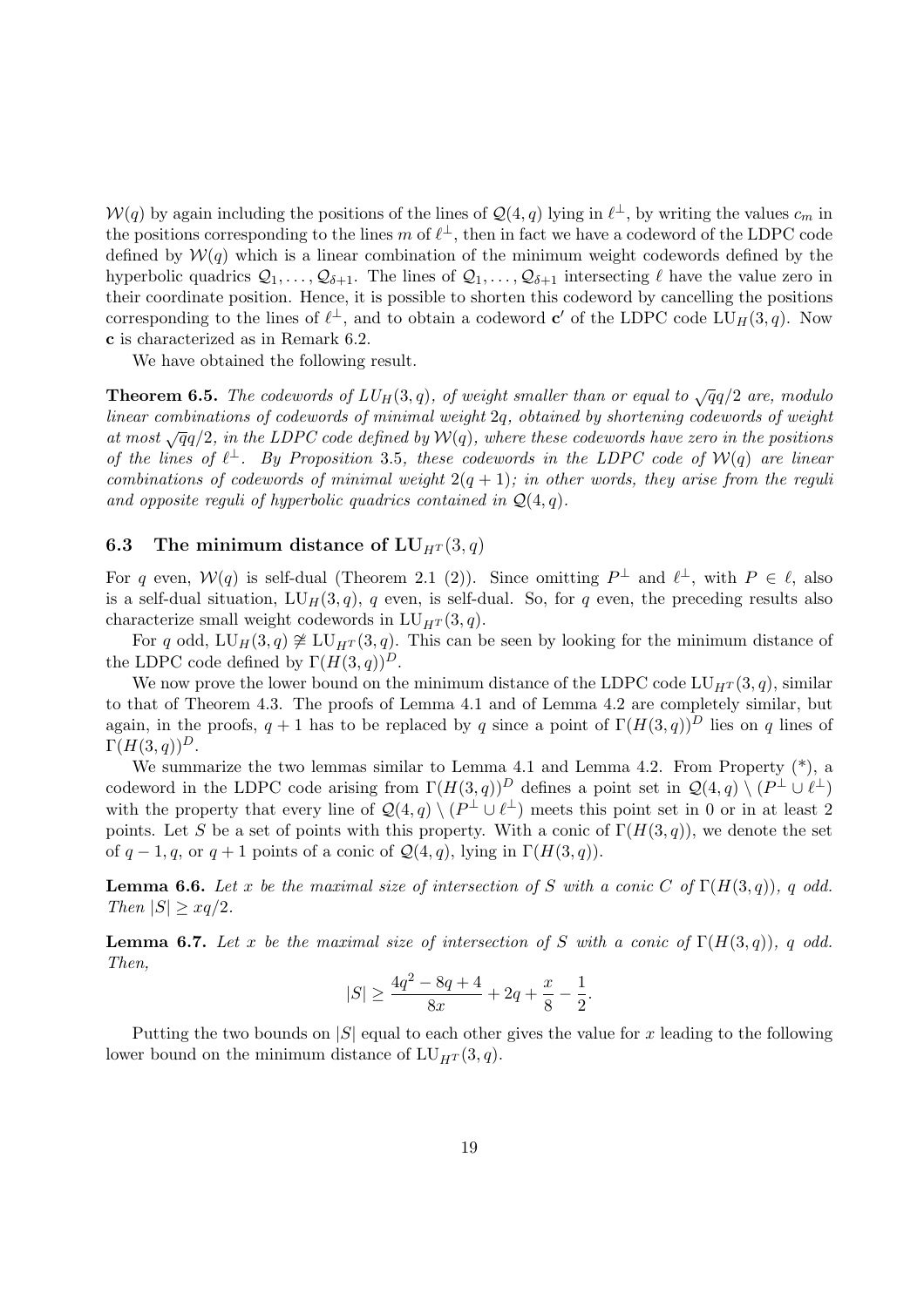$\mathcal{W}(q)$ by again including the positions of the lines of $\mathcal{Q}(4,q)$ lying in $\ell^\perp$, by writing the values $c_m$ in the positions corresponding to the lines $m$ of $\ell^\perp$, then in fact we have a codeword of the LDPC code defined by $\mathcal{W}(q)$ which is a linear combination of the minimum weight codewords defined by the hyperbolic quadrics $\mathcal{Q}_1, \ldots, \mathcal{Q}_{\delta+1}$. The lines of $\mathcal{Q}_1, \ldots, \mathcal{Q}_{\delta+1}$ intersecting $\ell$ have the value zero in their coordinate position. Hence, it is possible to shorten this codeword by cancelling the positions corresponding to the lines of $\ell^\perp$, and to obtain a codeword $\mathbf{c}'$ of the LDPC code $\mathrm{LU}_H(3,q)$. Now $\mathbf{c}$ is characterized as in Remark 6.2.

We have obtained the following result.

**Theorem 6.5.** *The codewords of $LU_H(3,q)$, of weight smaller than or equal to $\sqrt{q}q/2$ are, modulo linear combinations of codewords of minimal weight $2q$, obtained by shortening codewords of weight at most $\sqrt{q}q/2$, in the LDPC code defined by $\mathcal{W}(q)$, where these codewords have zero in the positions of the lines of $\ell^\perp$. By Proposition 3.5, these codewords in the LDPC code of $\mathcal{W}(q)$ are linear combinations of codewords of minimal weight $2(q+1)$; in other words, they arise from the reguli and opposite reguli of hyperbolic quadrics contained in $\mathcal{Q}(4,q)$.*

### 6.3 The minimum distance of $\mathrm{LU}_{H^T}(3,q)$

For $q$ even, $\mathcal{W}(q)$ is self-dual (Theorem 2.1 (2)). Since omitting $P^\perp$ and $\ell^\perp$, with $P \in \ell$, also is a self-dual situation, $\mathrm{LU}_H(3,q)$, $q$ even, is self-dual. So, for $q$ even, the preceding results also characterize small weight codewords in $\mathrm{LU}_{H^T}(3,q)$.

For $q$ odd, $\mathrm{LU}_H(3,q) \not\cong \mathrm{LU}_{H^T}(3,q)$. This can be seen by looking for the minimum distance of the LDPC code defined by $\Gamma(H(3,q))^D$.

We now prove the lower bound on the minimum distance of the LDPC code $\mathrm{LU}_{H^T}(3,q)$, similar to that of Theorem 4.3. The proofs of Lemma 4.1 and of Lemma 4.2 are completely similar, but again, in the proofs, $q+1$ has to be replaced by $q$ since a point of $\Gamma(H(3,q))^D$ lies on $q$ lines of $\Gamma(H(3,q))^D$.

We summarize the two lemmas similar to Lemma 4.1 and Lemma 4.2. From Property (*), a codeword in the LDPC code arising from $\Gamma(H(3,q))^D$ defines a point set in $\mathcal{Q}(4,q) \setminus (P^\perp \cup \ell^\perp)$ with the property that every line of $\mathcal{Q}(4,q) \setminus (P^\perp \cup \ell^\perp)$ meets this point set in 0 or in at least 2 points. Let $S$ be a set of points with this property. With a conic of $\Gamma(H(3,q))$, we denote the set of $q-1, q$, or $q+1$ points of a conic of $\mathcal{Q}(4,q)$, lying in $\Gamma(H(3,q))$.

**Lemma 6.6.** *Let $x$ be the maximal size of intersection of $S$ with a conic $C$ of $\Gamma(H(3,q))$, $q$ odd. Then $|S| \geq xq/2$.*

**Lemma 6.7.** *Let $x$ be the maximal size of intersection of $S$ with a conic of $\Gamma(H(3,q))$, $q$ odd. Then,*

$$|S| \geq \frac{4q^2 - 8q + 4}{8x} + 2q + \frac{x}{8} - \frac{1}{2}.$$

Putting the two bounds on $|S|$ equal to each other gives the value for $x$ leading to the following lower bound on the minimum distance of $\mathrm{LU}_{H^T}(3,q)$.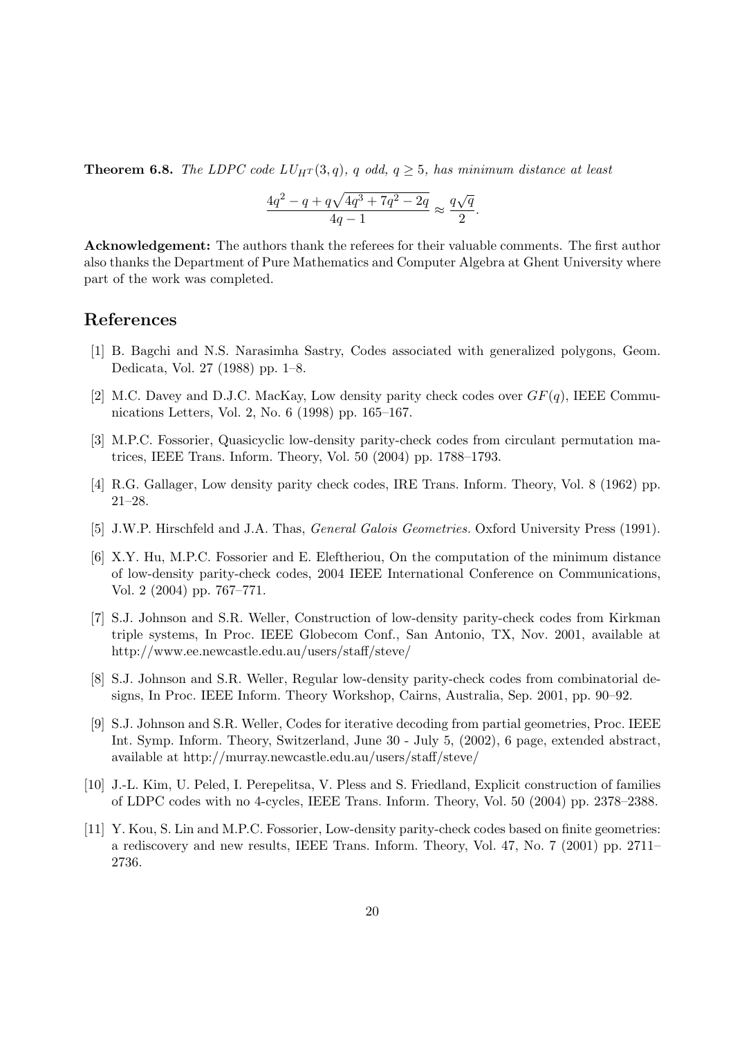**Theorem 6.8.** *The LDPC code $LU_{HT}(3, q)$, $q$ odd, $q \geq 5$, has minimum distance at least*

$$\frac{4q^2 - q + q\sqrt{4q^3 + 7q^2 - 2q}}{4q - 1} \approx \frac{q\sqrt{q}}{2}.$$

**Acknowledgement:** The authors thank the referees for their valuable comments. The first author also thanks the Department of Pure Mathematics and Computer Algebra at Ghent University where part of the work was completed.

## References

[1] B. Bagchi and N.S. Narasimha Sastry, Codes associated with generalized polygons, Geom. Dedicata, Vol. 27 (1988) pp. 1–8.

[2] M.C. Davey and D.J.C. MacKay, Low density parity check codes over $GF(q)$, IEEE Communications Letters, Vol. 2, No. 6 (1998) pp. 165–167.

[3] M.P.C. Fossorier, Quasicyclic low-density parity-check codes from circulant permutation matrices, IEEE Trans. Inform. Theory, Vol. 50 (2004) pp. 1788–1793.

[4] R.G. Gallager, Low density parity check codes, IRE Trans. Inform. Theory, Vol. 8 (1962) pp. 21–28.

[5] J.W.P. Hirschfeld and J.A. Thas, *General Galois Geometries.* Oxford University Press (1991).

[6] X.Y. Hu, M.P.C. Fossorier and E. Eleftheriou, On the computation of the minimum distance of low-density parity-check codes, 2004 IEEE International Conference on Communications, Vol. 2 (2004) pp. 767–771.

[7] S.J. Johnson and S.R. Weller, Construction of low-density parity-check codes from Kirkman triple systems, In Proc. IEEE Globecom Conf., San Antonio, TX, Nov. 2001, available at http://www.ee.newcastle.edu.au/users/staff/steve/

[8] S.J. Johnson and S.R. Weller, Regular low-density parity-check codes from combinatorial designs, In Proc. IEEE Inform. Theory Workshop, Cairns, Australia, Sep. 2001, pp. 90–92.

[9] S.J. Johnson and S.R. Weller, Codes for iterative decoding from partial geometries, Proc. IEEE Int. Symp. Inform. Theory, Switzerland, June 30 - July 5, (2002), 6 page, extended abstract, available at http://murray.newcastle.edu.au/users/staff/steve/

[10] J.-L. Kim, U. Peled, I. Perepelitsa, V. Pless and S. Friedland, Explicit construction of families of LDPC codes with no 4-cycles, IEEE Trans. Inform. Theory, Vol. 50 (2004) pp. 2378–2388.

[11] Y. Kou, S. Lin and M.P.C. Fossorier, Low-density parity-check codes based on finite geometries: a rediscovery and new results, IEEE Trans. Inform. Theory, Vol. 47, No. 7 (2001) pp. 2711–2736.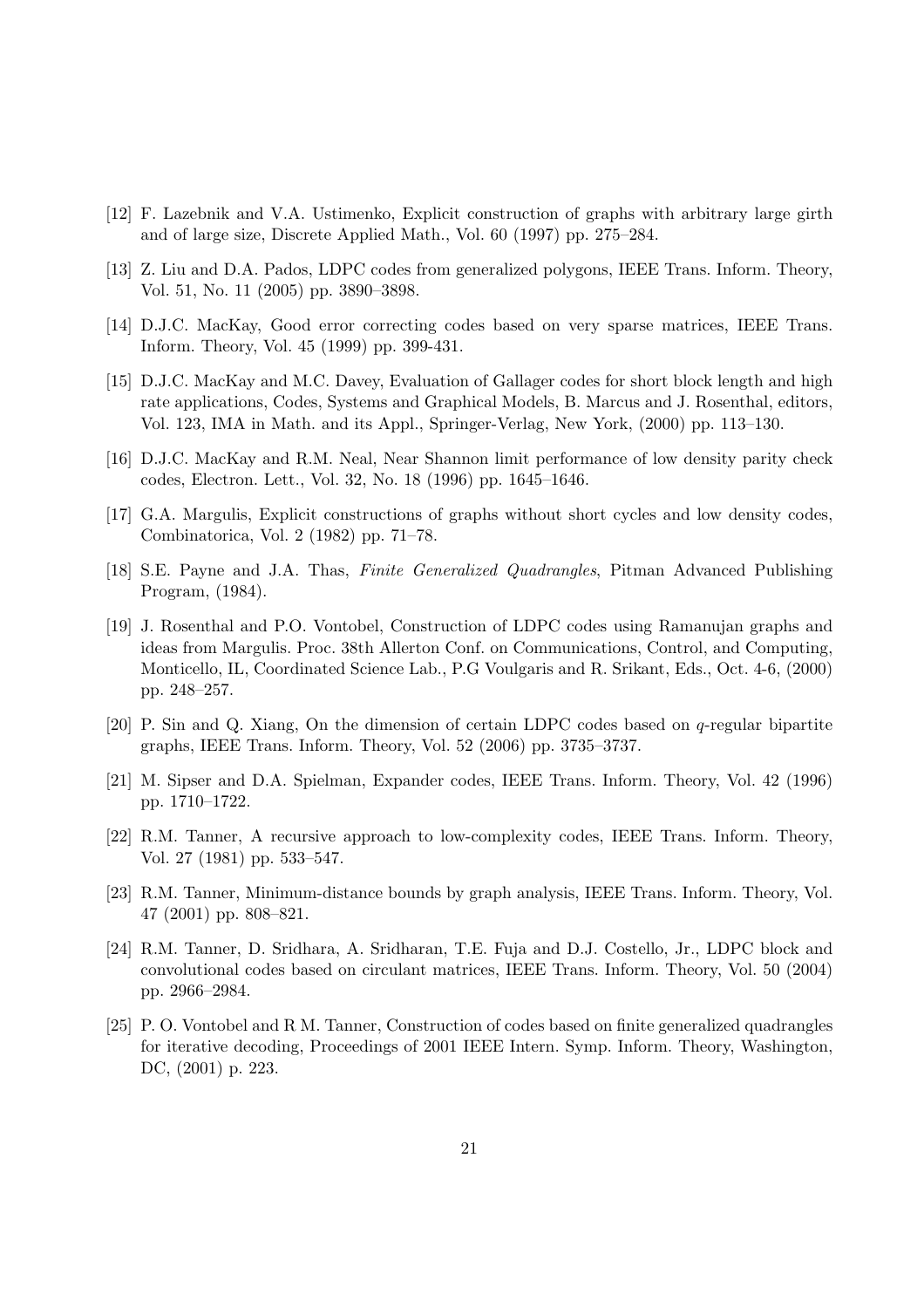[12] F. Lazebnik and V.A. Ustimenko, Explicit construction of graphs with arbitrary large girth and of large size, Discrete Applied Math., Vol. 60 (1997) pp. 275–284.

[13] Z. Liu and D.A. Pados, LDPC codes from generalized polygons, IEEE Trans. Inform. Theory, Vol. 51, No. 11 (2005) pp. 3890–3898.

[14] D.J.C. MacKay, Good error correcting codes based on very sparse matrices, IEEE Trans. Inform. Theory, Vol. 45 (1999) pp. 399-431.

[15] D.J.C. MacKay and M.C. Davey, Evaluation of Gallager codes for short block length and high rate applications, Codes, Systems and Graphical Models, B. Marcus and J. Rosenthal, editors, Vol. 123, IMA in Math. and its Appl., Springer-Verlag, New York, (2000) pp. 113–130.

[16] D.J.C. MacKay and R.M. Neal, Near Shannon limit performance of low density parity check codes, Electron. Lett., Vol. 32, No. 18 (1996) pp. 1645–1646.

[17] G.A. Margulis, Explicit constructions of graphs without short cycles and low density codes, Combinatorica, Vol. 2 (1982) pp. 71–78.

[18] S.E. Payne and J.A. Thas, *Finite Generalized Quadrangles*, Pitman Advanced Publishing Program, (1984).

[19] J. Rosenthal and P.O. Vontobel, Construction of LDPC codes using Ramanujan graphs and ideas from Margulis. Proc. 38th Allerton Conf. on Communications, Control, and Computing, Monticello, IL, Coordinated Science Lab., P.G Voulgaris and R. Srikant, Eds., Oct. 4-6, (2000) pp. 248–257.

[20] P. Sin and Q. Xiang, On the dimension of certain LDPC codes based on $q$-regular bipartite graphs, IEEE Trans. Inform. Theory, Vol. 52 (2006) pp. 3735–3737.

[21] M. Sipser and D.A. Spielman, Expander codes, IEEE Trans. Inform. Theory, Vol. 42 (1996) pp. 1710–1722.

[22] R.M. Tanner, A recursive approach to low-complexity codes, IEEE Trans. Inform. Theory, Vol. 27 (1981) pp. 533–547.

[23] R.M. Tanner, Minimum-distance bounds by graph analysis, IEEE Trans. Inform. Theory, Vol. 47 (2001) pp. 808–821.

[24] R.M. Tanner, D. Sridhara, A. Sridharan, T.E. Fuja and D.J. Costello, Jr., LDPC block and convolutional codes based on circulant matrices, IEEE Trans. Inform. Theory, Vol. 50 (2004) pp. 2966–2984.

[25] P. O. Vontobel and R M. Tanner, Construction of codes based on finite generalized quadrangles for iterative decoding, Proceedings of 2001 IEEE Intern. Symp. Inform. Theory, Washington, DC, (2001) p. 223.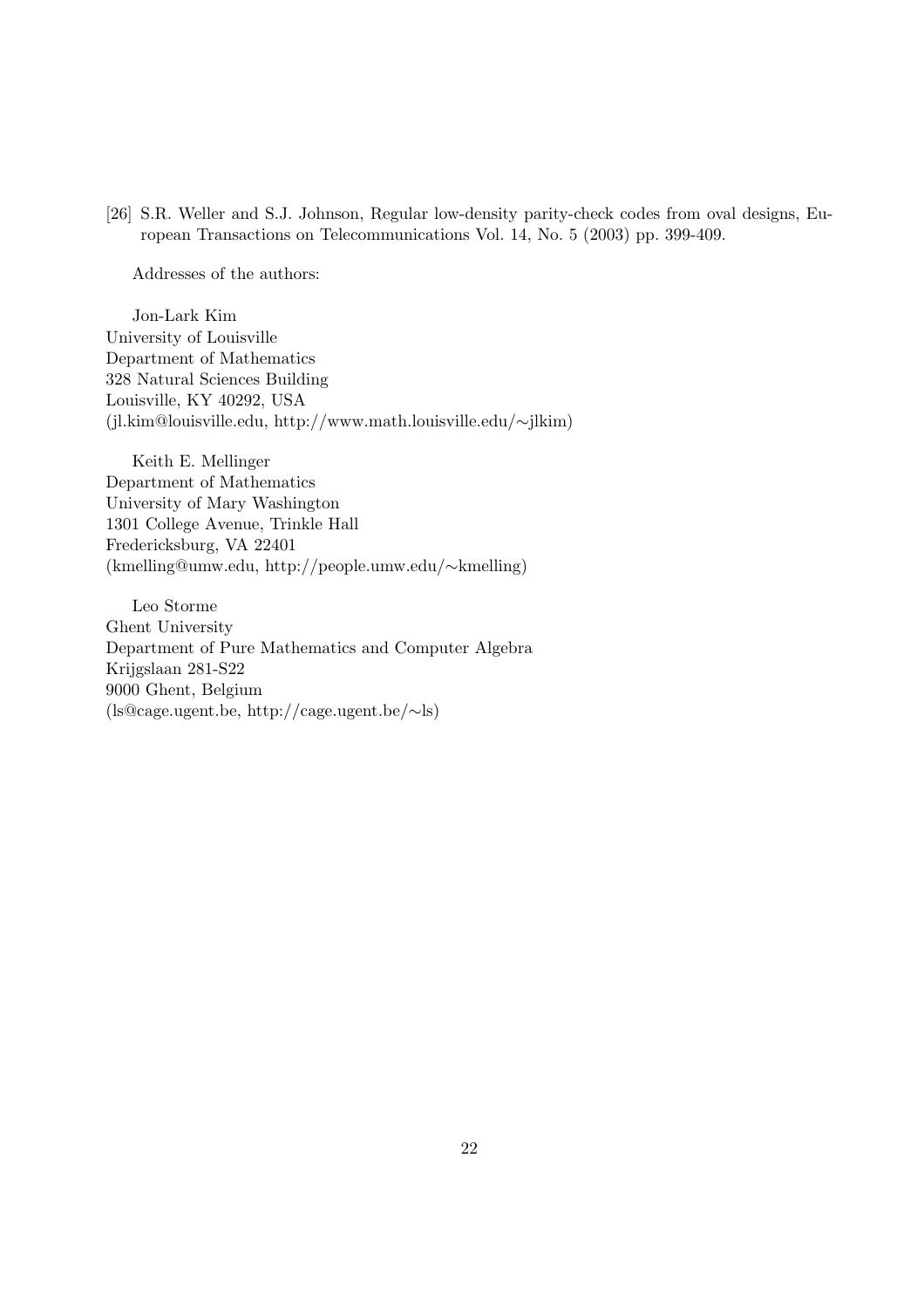[26] S.R. Weller and S.J. Johnson, Regular low-density parity-check codes from oval designs, European Transactions on Telecommunications Vol. 14, No. 5 (2003) pp. 399-409.

Addresses of the authors:

Jon-Lark Kim
University of Louisville
Department of Mathematics
328 Natural Sciences Building
Louisville, KY 40292, USA
(jl.kim@louisville.edu, http://www.math.louisville.edu/∼jlkim)

Keith E. Mellinger
Department of Mathematics
University of Mary Washington
1301 College Avenue, Trinkle Hall
Fredericksburg, VA 22401
(kmelling@umw.edu, http://people.umw.edu/∼kmelling)

Leo Storme
Ghent University
Department of Pure Mathematics and Computer Algebra
Krijgslaan 281-S22
9000 Ghent, Belgium
(ls@cage.ugent.be, http://cage.ugent.be/∼ls)